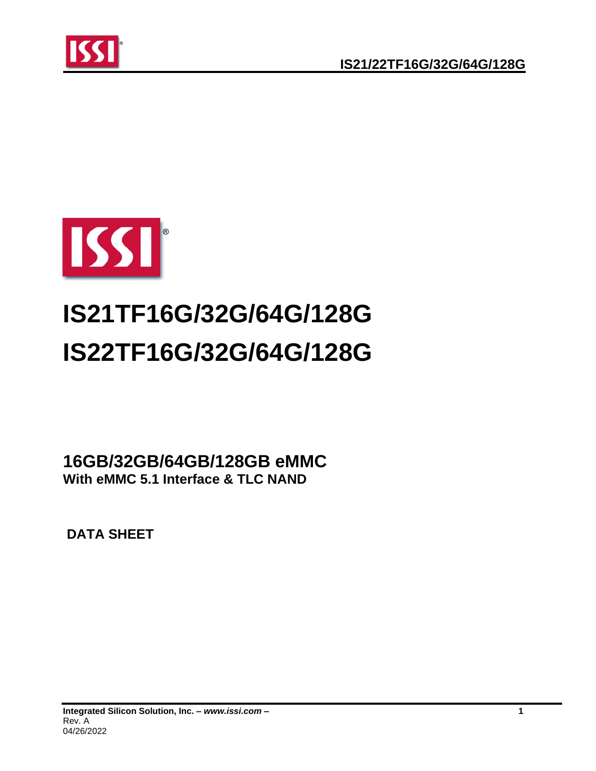# IS21TF16G/32G/64G/128G
# IS22TF16G/32G/64G/128G

## 16GB/32GB/64GB/128GB eMMC
**With eMMC 5.1 Interface & TLC NAND**

**DATA SHEET**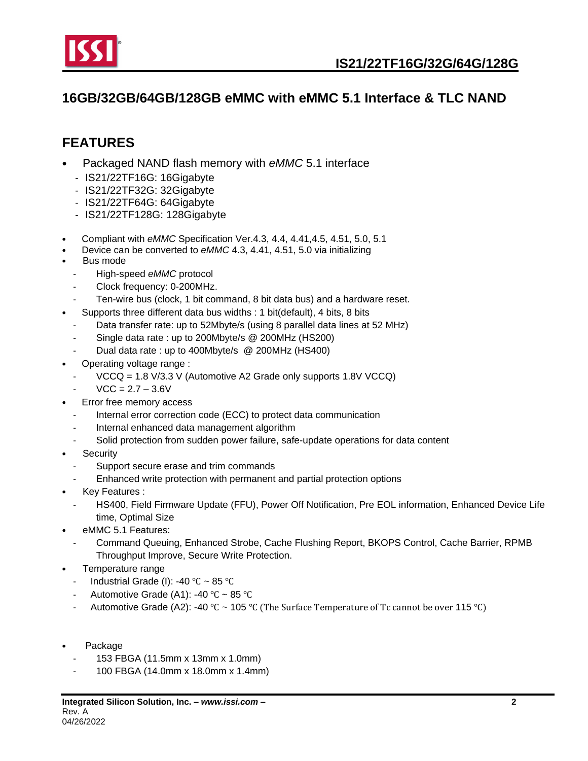# 16GB/32GB/64GB/128GB eMMC with eMMC 5.1 Interface & TLC NAND

## FEATURES

- Packaged NAND flash memory with *eMMC* 5.1 interface
  - IS21/22TF16G: 16Gigabyte
  - IS21/22TF32G: 32Gigabyte
  - IS21/22TF64G: 64Gigabyte
  - IS21/22TF128G: 128Gigabyte
- Compliant with *eMMC* Specification Ver.4.3, 4.4, 4.41,4.5, 4.51, 5.0, 5.1
- Device can be converted to *eMMC* 4.3, 4.41, 4.51, 5.0 via initializing
- Bus mode
  - High-speed *eMMC* protocol
  - Clock frequency: 0-200MHz.
  - Ten-wire bus (clock, 1 bit command, 8 bit data bus) and a hardware reset.
- Supports three different data bus widths : 1 bit(default), 4 bits, 8 bits
  - Data transfer rate: up to 52Mbyte/s (using 8 parallel data lines at 52 MHz)
  - Single data rate : up to 200Mbyte/s @ 200MHz (HS200)
  - Dual data rate : up to 400Mbyte/s @ 200MHz (HS400)
- Operating voltage range :
  - VCCQ = 1.8 V/3.3 V (Automotive A2 Grade only supports 1.8V VCCQ)
  - VCC = 2.7 – 3.6V
- Error free memory access
  - Internal error correction code (ECC) to protect data communication
  - Internal enhanced data management algorithm
  - Solid protection from sudden power failure, safe-update operations for data content
- Security
  - Support secure erase and trim commands
  - Enhanced write protection with permanent and partial protection options
- Key Features :
  - HS400, Field Firmware Update (FFU), Power Off Notification, Pre EOL information, Enhanced Device Life time, Optimal Size
- eMMC 5.1 Features:
  - Command Queuing, Enhanced Strobe, Cache Flushing Report, BKOPS Control, Cache Barrier, RPMB Throughput Improve, Secure Write Protection.
- Temperature range
  - Industrial Grade (I): -40 ℃ ~ 85 ℃
  - Automotive Grade (A1): -40 ℃ ~ 85 ℃
  - Automotive Grade (A2): -40 ℃ ~ 105 ℃ (The Surface Temperature of Tc cannot be over 115 ℃)
- Package
  - 153 FBGA (11.5mm x 13mm x 1.0mm)
  - 100 FBGA (14.0mm x 18.0mm x 1.4mm)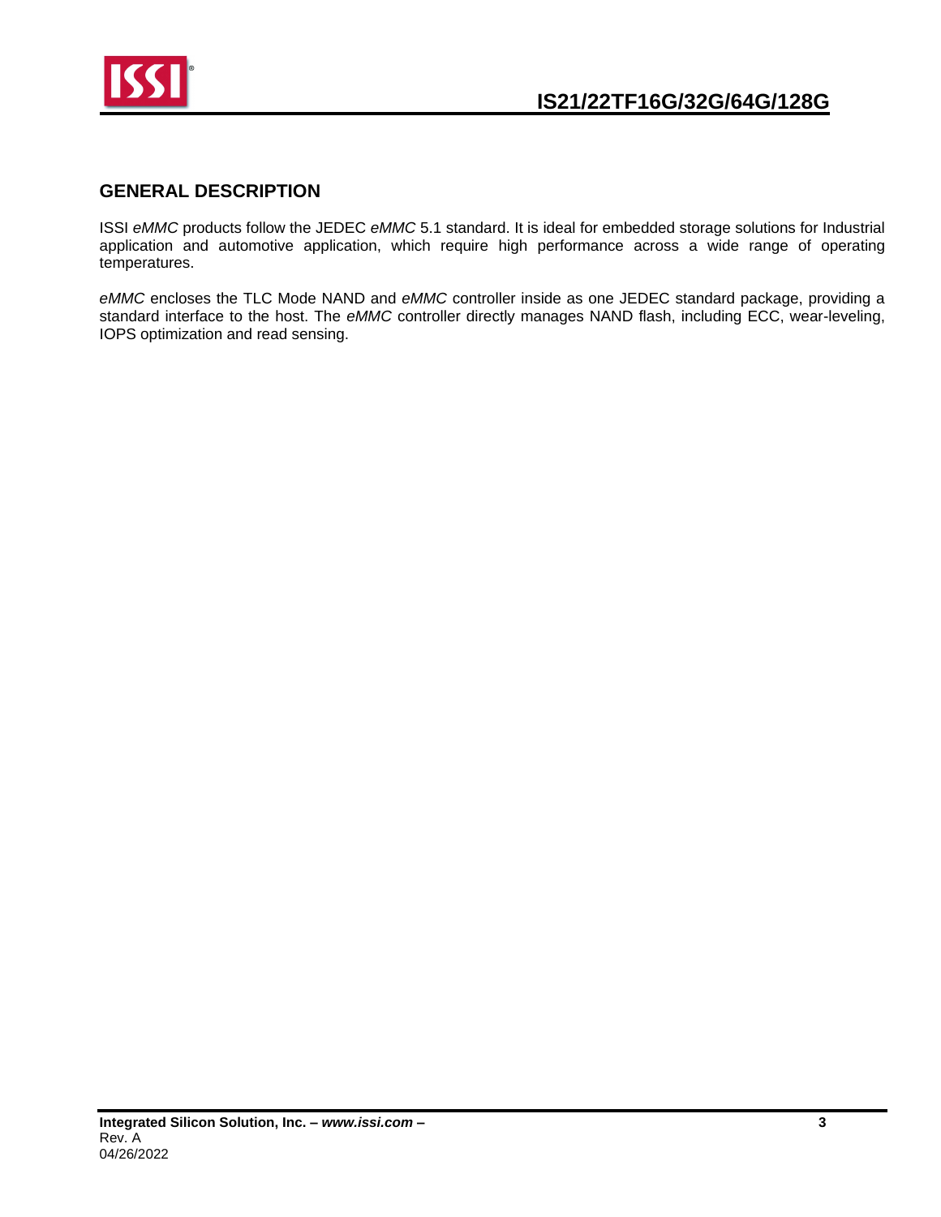## GENERAL DESCRIPTION

ISSI *eMMC* products follow the JEDEC *eMMC* 5.1 standard. It is ideal for embedded storage solutions for Industrial application and automotive application, which require high performance across a wide range of operating temperatures.

*eMMC* encloses the TLC Mode NAND and *eMMC* controller inside as one JEDEC standard package, providing a standard interface to the host. The *eMMC* controller directly manages NAND flash, including ECC, wear-leveling, IOPS optimization and read sensing.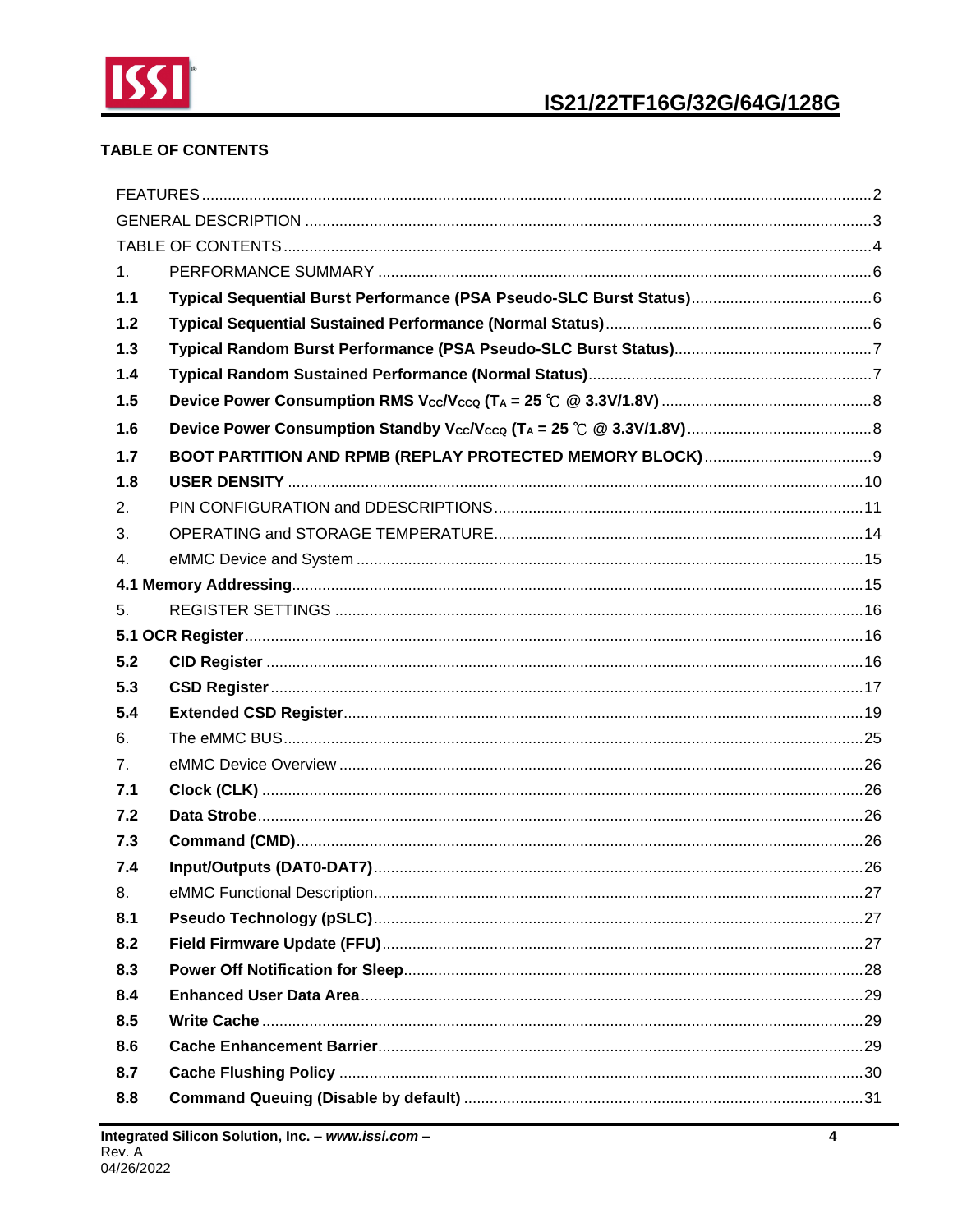**TABLE OF CONTENTS**

| | | |
|---|---|---|
| FEATURES | | 2 |
| GENERAL DESCRIPTION | | 3 |
| TABLE OF CONTENTS | | 4 |
| 1. | PERFORMANCE SUMMARY | 6 |
| **1.1** | **Typical Sequential Burst Performance (PSA Pseudo-SLC Burst Status)** | 6 |
| **1.2** | **Typical Sequential Sustained Performance (Normal Status)** | 6 |
| **1.3** | **Typical Random Burst Performance (PSA Pseudo-SLC Burst Status)** | 7 |
| **1.4** | **Typical Random Sustained Performance (Normal Status)** | 7 |
| **1.5** | **Device Power Consumption RMS $V_{CC}$/$V_{CCQ}$ ($T_A$ = 25 ℃ @ 3.3V/1.8V)** | 8 |
| **1.6** | **Device Power Consumption Standby $V_{CC}$/$V_{CCQ}$ ($T_A$ = 25 ℃ @ 3.3V/1.8V)** | 8 |
| **1.7** | **BOOT PARTITION AND RPMB (REPLAY PROTECTED MEMORY BLOCK)** | 9 |
| **1.8** | **USER DENSITY** | 10 |
| 2. | PIN CONFIGURATION and DDESCRIPTIONS | 11 |
| 3. | OPERATING and STORAGE TEMPERATURE | 14 |
| 4. | eMMC Device and System | 15 |
| **4.1 Memory Addressing** | | 15 |
| 5. | REGISTER SETTINGS | 16 |
| **5.1 OCR Register** | | 16 |
| **5.2** | **CID Register** | 16 |
| **5.3** | **CSD Register** | 17 |
| **5.4** | **Extended CSD Register** | 19 |
| 6. | The eMMC BUS | 25 |
| 7. | eMMC Device Overview | 26 |
| **7.1** | **Clock (CLK)** | 26 |
| **7.2** | **Data Strobe** | 26 |
| **7.3** | **Command (CMD)** | 26 |
| **7.4** | **Input/Outputs (DAT0-DAT7)** | 26 |
| 8. | eMMC Functional Description | 27 |
| **8.1** | **Pseudo Technology (pSLC)** | 27 |
| **8.2** | **Field Firmware Update (FFU)** | 27 |
| **8.3** | **Power Off Notification for Sleep** | 28 |
| **8.4** | **Enhanced User Data Area** | 29 |
| **8.5** | **Write Cache** | 29 |
| **8.6** | **Cache Enhancement Barrier** | 29 |
| **8.7** | **Cache Flushing Policy** | 30 |
| **8.8** | **Command Queuing (Disable by default)** | 31 |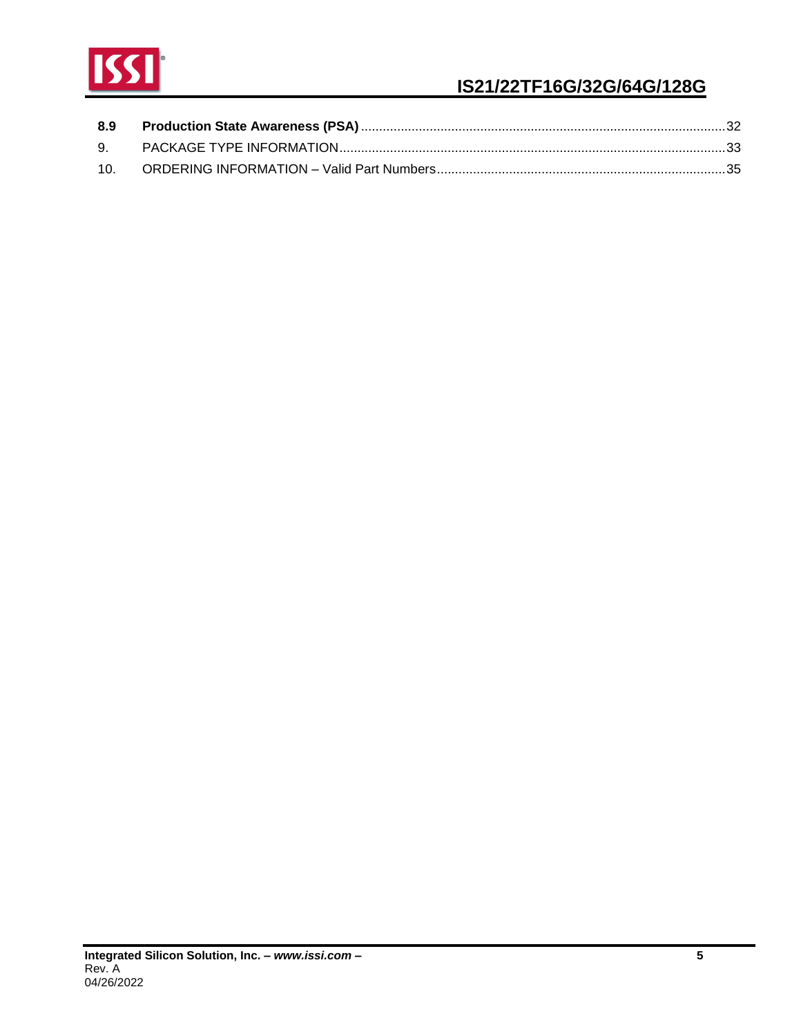**8.9 Production State Awareness (PSA)** ..... 32

9. PACKAGE TYPE INFORMATION ..... 33

10. ORDERING INFORMATION – Valid Part Numbers ..... 35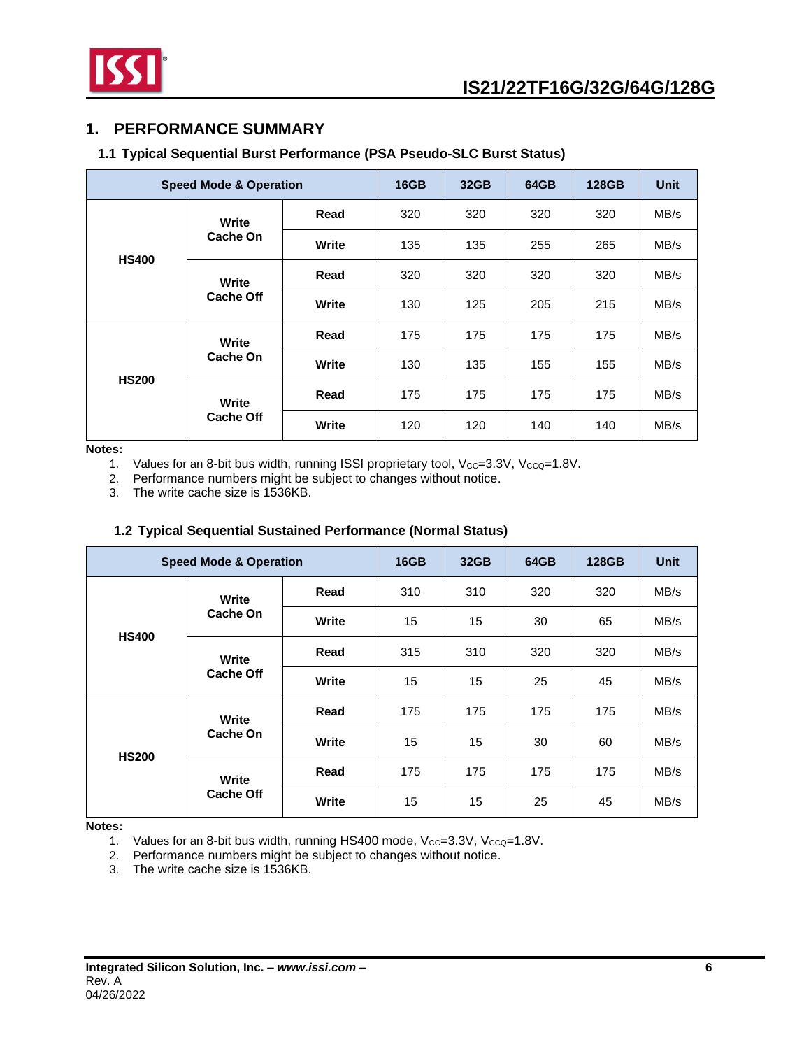#### 1. PERFORMANCE SUMMARY

##### 1.1 Typical Sequential Burst Performance (PSA Pseudo-SLC Burst Status)

| Speed Mode & Operation | | | 16GB | 32GB | 64GB | 128GB | Unit |
|---|---|---|---|---|---|---|---|
| HS400 | Write Cache On | Read | 320 | 320 | 320 | 320 | MB/s |
| | | Write | 135 | 135 | 255 | 265 | MB/s |
| | Write Cache Off | Read | 320 | 320 | 320 | 320 | MB/s |
| | | Write | 130 | 125 | 205 | 215 | MB/s |
| HS200 | Write Cache On | Read | 175 | 175 | 175 | 175 | MB/s |
| | | Write | 130 | 135 | 155 | 155 | MB/s |
| | Write Cache Off | Read | 175 | 175 | 175 | 175 | MB/s |
| | | Write | 120 | 120 | 140 | 140 | MB/s |

**Notes:**

1. Values for an 8-bit bus width, running ISSI proprietary tool, $V_{CC}$=3.3V, $V_{CCQ}$=1.8V.
2. Performance numbers might be subject to changes without notice.
3. The write cache size is 1536KB.

##### 1.2 Typical Sequential Sustained Performance (Normal Status)

| Speed Mode & Operation | | | 16GB | 32GB | 64GB | 128GB | Unit |
|---|---|---|---|---|---|---|---|
| HS400 | Write Cache On | Read | 310 | 310 | 320 | 320 | MB/s |
| | | Write | 15 | 15 | 30 | 65 | MB/s |
| | Write Cache Off | Read | 315 | 310 | 320 | 320 | MB/s |
| | | Write | 15 | 15 | 25 | 45 | MB/s |
| HS200 | Write Cache On | Read | 175 | 175 | 175 | 175 | MB/s |
| | | Write | 15 | 15 | 30 | 60 | MB/s |
| | Write Cache Off | Read | 175 | 175 | 175 | 175 | MB/s |
| | | Write | 15 | 15 | 25 | 45 | MB/s |

**Notes:**

1. Values for an 8-bit bus width, running HS400 mode, $V_{CC}$=3.3V, $V_{CCQ}$=1.8V.
2. Performance numbers might be subject to changes without notice.
3. The write cache size is 1536KB.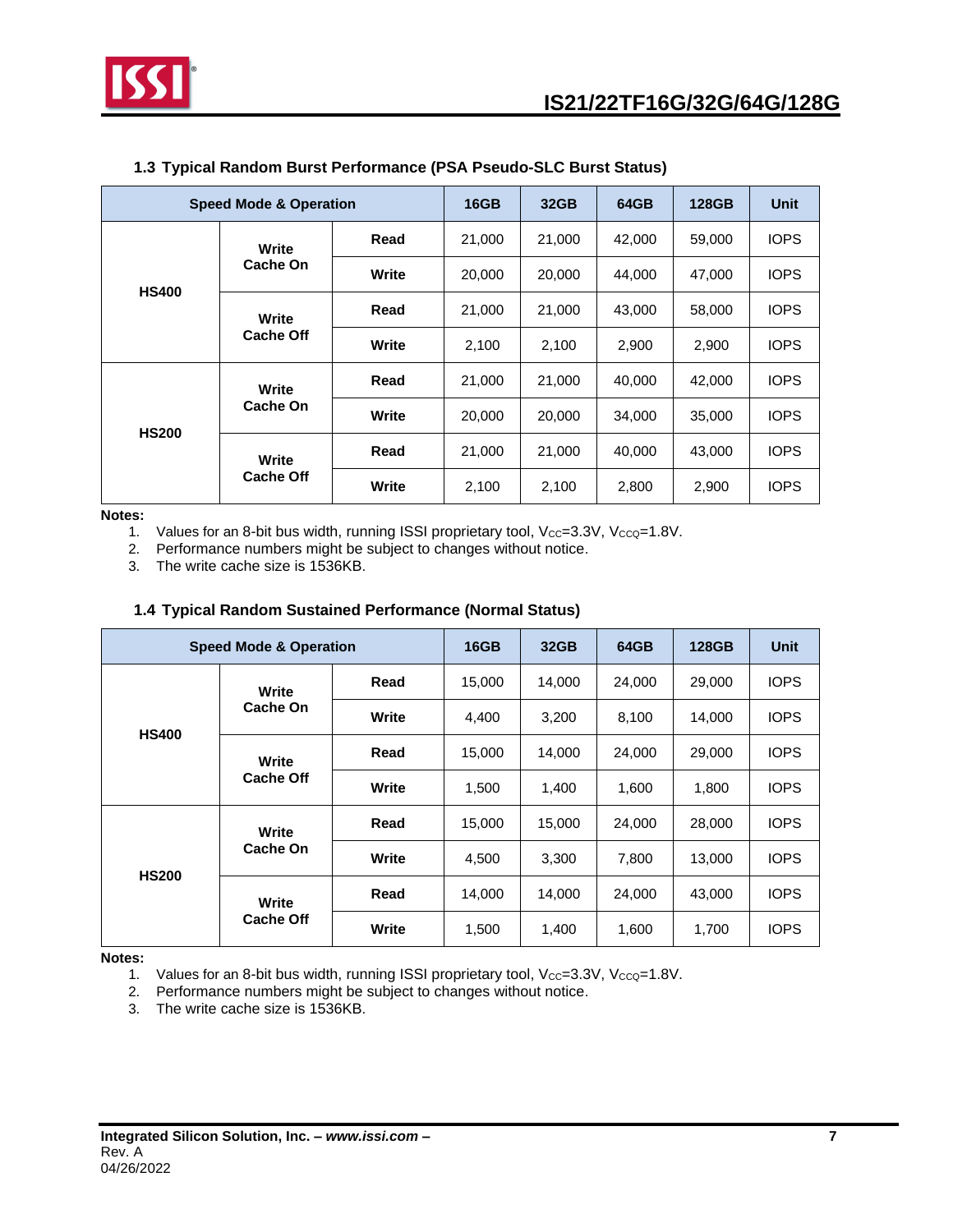### 1.3 Typical Random Burst Performance (PSA Pseudo-SLC Burst Status)

| Speed Mode & Operation | | | 16GB | 32GB | 64GB | 128GB | Unit |
|---|---|---|---|---|---|---|---|
| HS400 | Write Cache On | Read | 21,000 | 21,000 | 42,000 | 59,000 | IOPS |
| | | Write | 20,000 | 20,000 | 44,000 | 47,000 | IOPS |
| | Write Cache Off | Read | 21,000 | 21,000 | 43,000 | 58,000 | IOPS |
| | | Write | 2,100 | 2,100 | 2,900 | 2,900 | IOPS |
| HS200 | Write Cache On | Read | 21,000 | 21,000 | 40,000 | 42,000 | IOPS |
| | | Write | 20,000 | 20,000 | 34,000 | 35,000 | IOPS |
| | Write Cache Off | Read | 21,000 | 21,000 | 40,000 | 43,000 | IOPS |
| | | Write | 2,100 | 2,100 | 2,800 | 2,900 | IOPS |

**Notes:**

1. Values for an 8-bit bus width, running ISSI proprietary tool, $V_{CC}$=3.3V, $V_{CCQ}$=1.8V.
2. Performance numbers might be subject to changes without notice.
3. The write cache size is 1536KB.

### 1.4 Typical Random Sustained Performance (Normal Status)

| Speed Mode & Operation | | | 16GB | 32GB | 64GB | 128GB | Unit |
|---|---|---|---|---|---|---|---|
| HS400 | Write Cache On | Read | 15,000 | 14,000 | 24,000 | 29,000 | IOPS |
| | | Write | 4,400 | 3,200 | 8,100 | 14,000 | IOPS |
| | Write Cache Off | Read | 15,000 | 14,000 | 24,000 | 29,000 | IOPS |
| | | Write | 1,500 | 1,400 | 1,600 | 1,800 | IOPS |
| HS200 | Write Cache On | Read | 15,000 | 15,000 | 24,000 | 28,000 | IOPS |
| | | Write | 4,500 | 3,300 | 7,800 | 13,000 | IOPS |
| | Write Cache Off | Read | 14,000 | 14,000 | 24,000 | 43,000 | IOPS |
| | | Write | 1,500 | 1,400 | 1,600 | 1,700 | IOPS |

**Notes:**

1. Values for an 8-bit bus width, running ISSI proprietary tool, $V_{CC}$=3.3V, $V_{CCQ}$=1.8V.
2. Performance numbers might be subject to changes without notice.
3. The write cache size is 1536KB.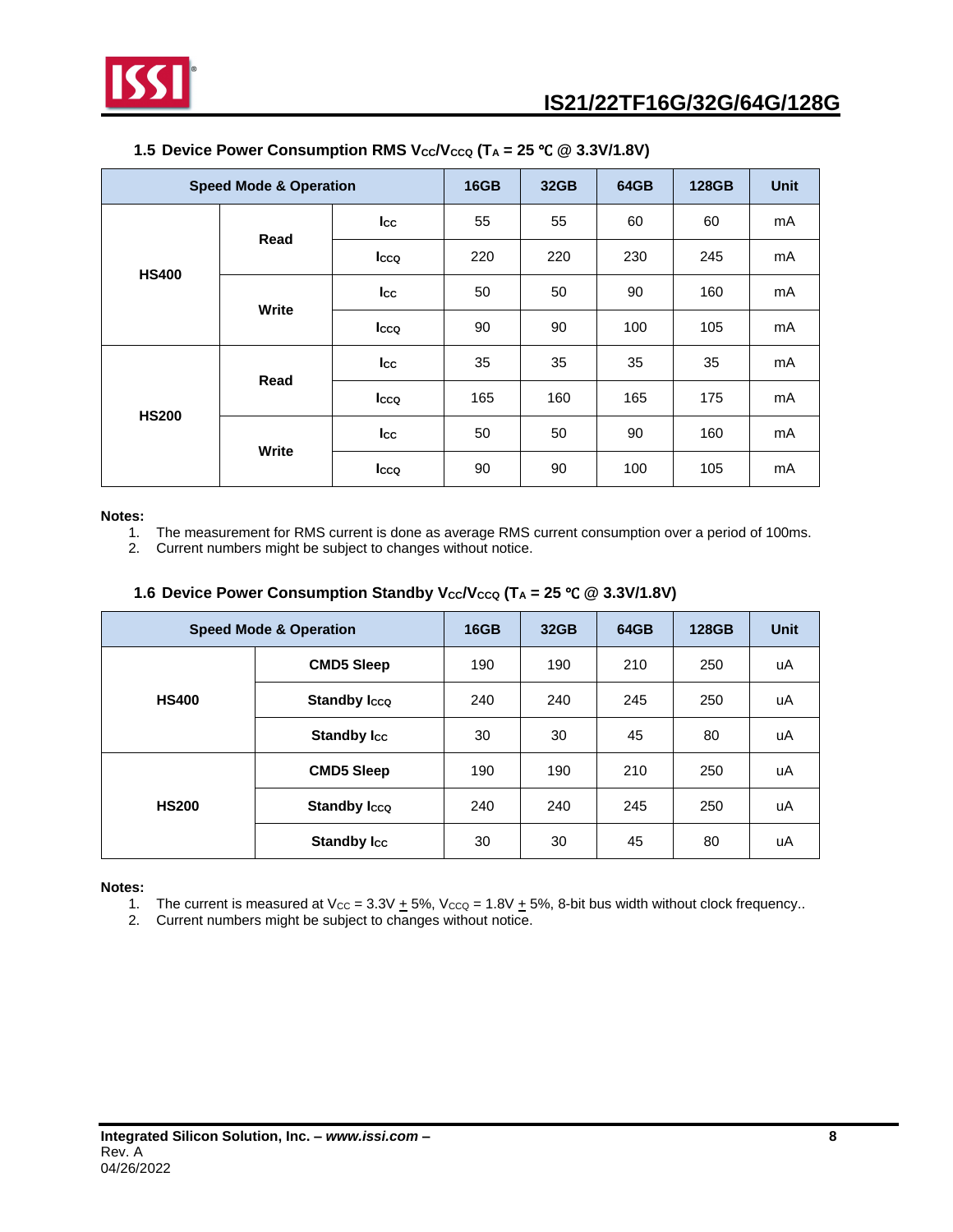### 1.5 Device Power Consumption RMS $V_{CC}/V_{CCQ}$ ($T_A$ = 25 ℃ @ 3.3V/1.8V)

| Speed Mode & Operation | | | 16GB | 32GB | 64GB | 128GB | Unit |
|---|---|---|---|---|---|---|---|
| HS400 | Read | $I_{CC}$ | 55 | 55 | 60 | 60 | mA |
| | | $I_{CCQ}$ | 220 | 220 | 230 | 245 | mA |
| | Write | $I_{CC}$ | 50 | 50 | 90 | 160 | mA |
| | | $I_{CCQ}$ | 90 | 90 | 100 | 105 | mA |
| HS200 | Read | $I_{CC}$ | 35 | 35 | 35 | 35 | mA |
| | | $I_{CCQ}$ | 165 | 160 | 165 | 175 | mA |
| | Write | $I_{CC}$ | 50 | 50 | 90 | 160 | mA |
| | | $I_{CCQ}$ | 90 | 90 | 100 | 105 | mA |

**Notes:**

1. The measurement for RMS current is done as average RMS current consumption over a period of 100ms.
2. Current numbers might be subject to changes without notice.

### 1.6 Device Power Consumption Standby $V_{CC}/V_{CCQ}$ ($T_A$ = 25 ℃ @ 3.3V/1.8V)

| Speed Mode & Operation | | 16GB | 32GB | 64GB | 128GB | Unit |
|---|---|---|---|---|---|---|
| HS400 | CMD5 Sleep | 190 | 190 | 210 | 250 | uA |
| | Standby $I_{CCQ}$ | 240 | 240 | 245 | 250 | uA |
| | Standby $I_{CC}$ | 30 | 30 | 45 | 80 | uA |
| HS200 | CMD5 Sleep | 190 | 190 | 210 | 250 | uA |
| | Standby $I_{CCQ}$ | 240 | 240 | 245 | 250 | uA |
| | Standby $I_{CC}$ | 30 | 30 | 45 | 80 | uA |

**Notes:**

1. The current is measured at $V_{CC}$ = 3.3V ± 5%, $V_{CCQ}$ = 1.8V ± 5%, 8-bit bus width without clock frequency..
2. Current numbers might be subject to changes without notice.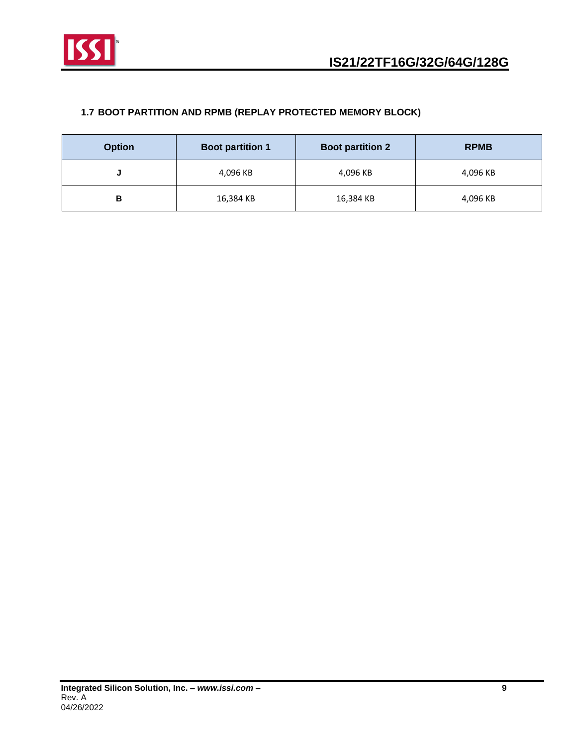## 1.7 BOOT PARTITION AND RPMB (REPLAY PROTECTED MEMORY BLOCK)

| Option | Boot partition 1 | Boot partition 2 | RPMB |
|---|---|---|---|
| J | 4,096 KB | 4,096 KB | 4,096 KB |
| B | 16,384 KB | 16,384 KB | 4,096 KB |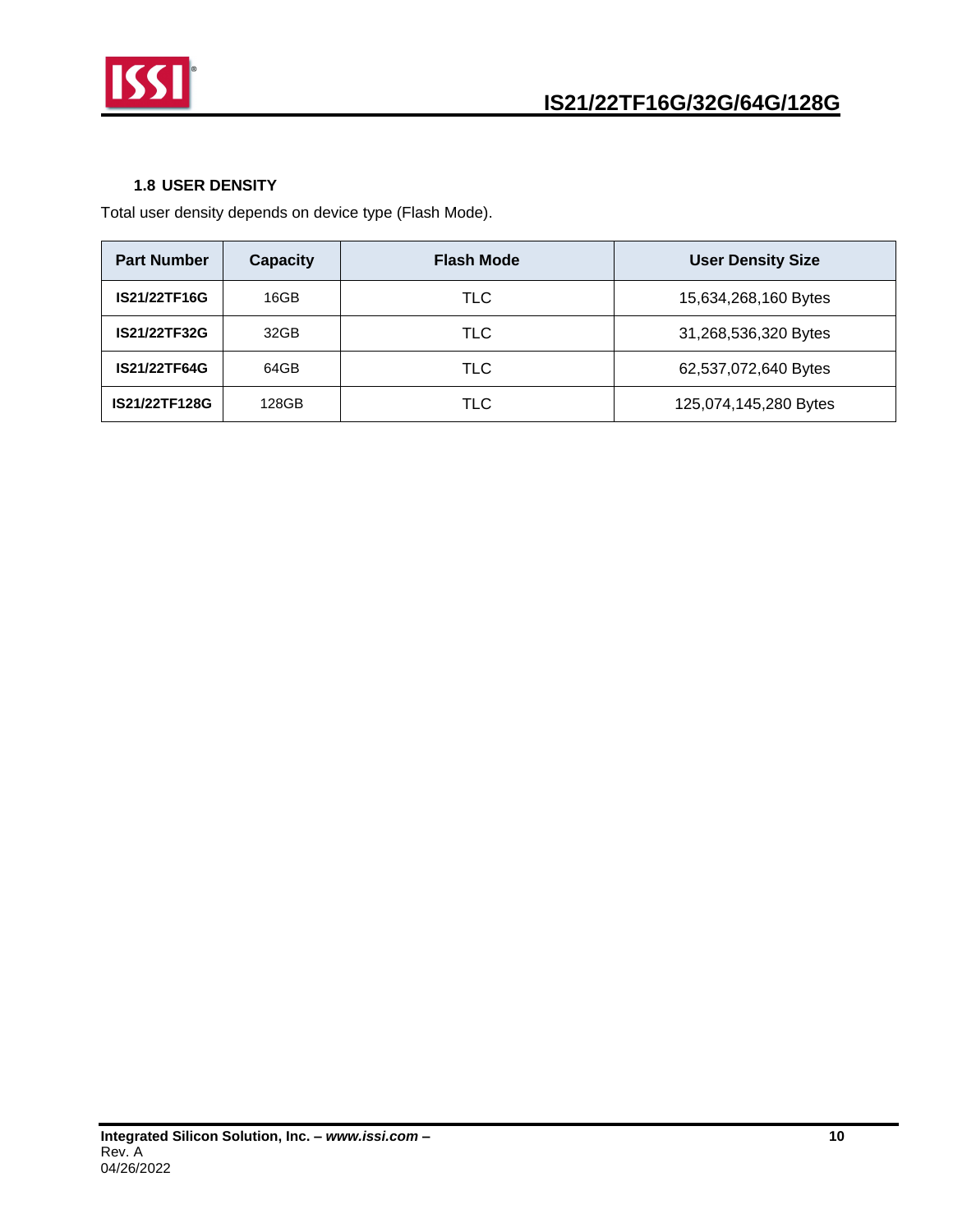### 1.8 USER DENSITY

Total user density depends on device type (Flash Mode).

| Part Number | Capacity | Flash Mode | User Density Size |
|---|---|---|---|
| **IS21/22TF16G** | 16GB | TLC | 15,634,268,160 Bytes |
| **IS21/22TF32G** | 32GB | TLC | 31,268,536,320 Bytes |
| **IS21/22TF64G** | 64GB | TLC | 62,537,072,640 Bytes |
| **IS21/22TF128G** | 128GB | TLC | 125,074,145,280 Bytes |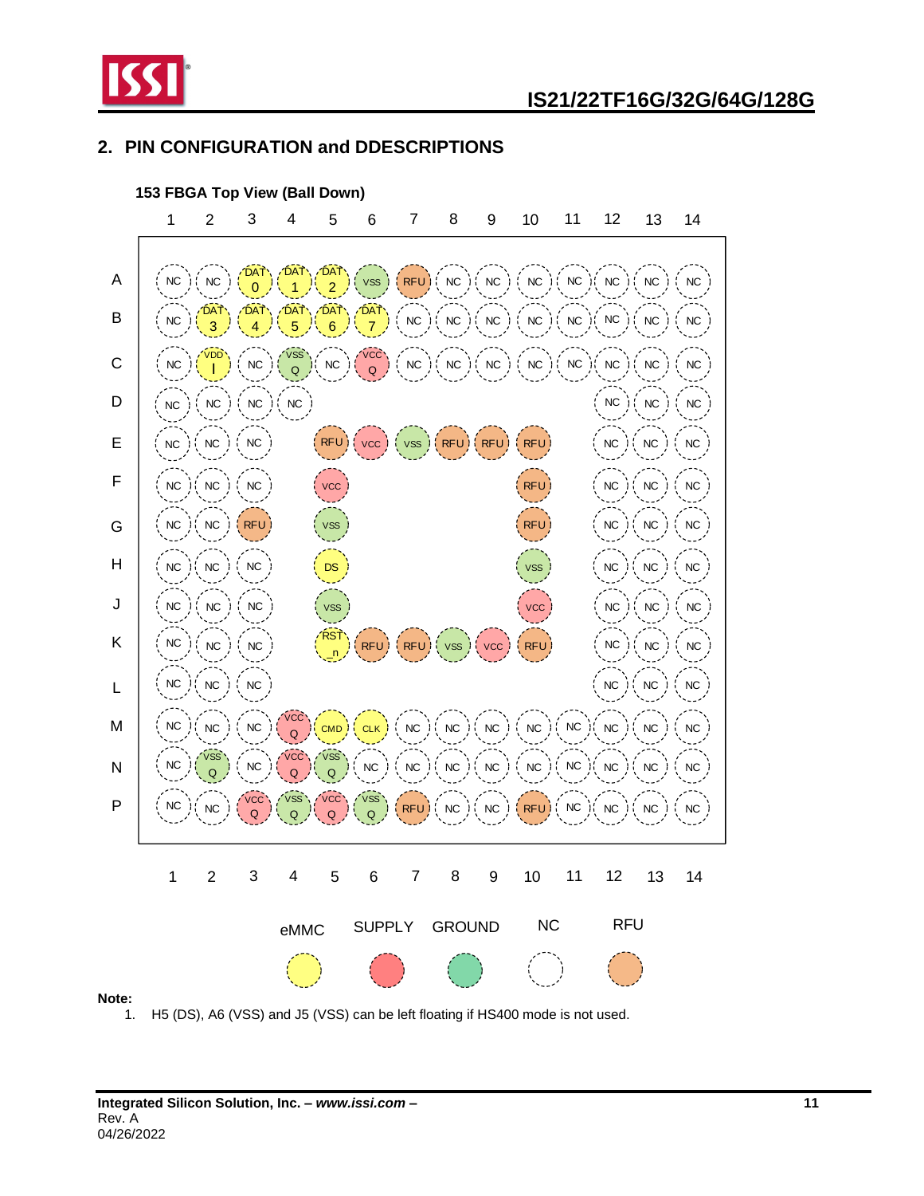## 2. PIN CONFIGURATION and DDESCRIPTIONS

**153 FBGA Top View (Ball Down)**

| | 1 | 2 | 3 | 4 | 5 | 6 | 7 | 8 | 9 | 10 | 11 | 12 | 13 | 14 |
|---|---|---|---|---|---|---|---|---|---|---|---|---|---|---|
| A | NC | NC | DAT0 | DAT1 | DAT2 | VSS | RFU | NC | NC | NC | NC | NC | NC | NC |
| B | NC | DAT3 | DAT4 | DAT5 | DAT6 | DAT7 | NC | NC | NC | NC | NC | NC | NC | NC |
| C | NC | VDDI | NC | VSSQ | NC | VCCQ | NC | NC | NC | NC | NC | NC | NC | NC |
| D | NC | NC | NC | NC | | | | | | | | NC | NC | NC |
| E | NC | NC | NC | | RFU | VCC | VSS | RFU | RFU | RFU | | NC | NC | NC |
| F | NC | NC | NC | | VCC | | | | | RFU | | NC | NC | NC |
| G | NC | NC | RFU | | VSS | | | | | RFU | | NC | NC | NC |
| H | NC | NC | NC | | DS | | | | | VSS | | NC | NC | NC |
| J | NC | NC | NC | | VSS | | | | | VCC | | NC | NC | NC |
| K | NC | NC | NC | | RST_n | RFU | RFU | VSS | VCC | RFU | | NC | NC | NC |
| L | NC | NC | NC | | | | | | | | | NC | NC | NC |
| M | NC | NC | NC | VCCQ | CMD | CLK | NC | NC | NC | NC | NC | NC | NC | NC |
| N | NC | VSSQ | NC | VCCQ | VSSQ | NC | NC | NC | NC | NC | NC | NC | NC | NC |
| P | NC | NC | VCCQ | VSSQ | VCCQ | VSSQ | RFU | NC | NC | RFU | NC | NC | NC | NC |

Legend: eMMC, SUPPLY, GROUND, NC, RFU

**Note:**

1. H5 (DS), A6 (VSS) and J5 (VSS) can be left floating if HS400 mode is not used.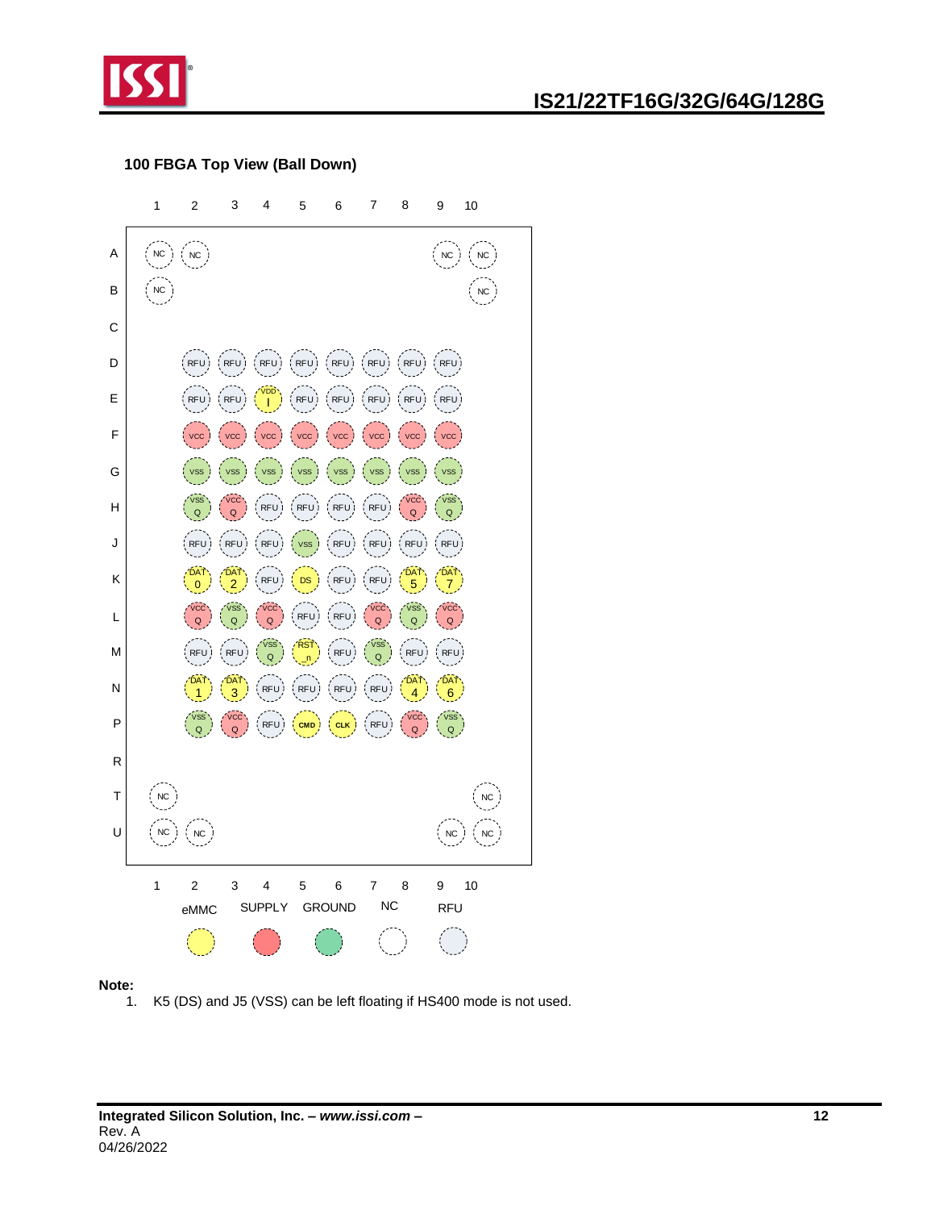## 100 FBGA Top View (Ball Down)

| | 1 | 2 | 3 | 4 | 5 | 6 | 7 | 8 | 9 | 10 |
|---|---|---|---|---|---|---|---|---|---|---|
| A | NC | NC | | | | | | | NC | NC |
| B | NC | | | | | | | | | NC |
| C | | | | | | | | | | |
| D | | RFU | RFU | RFU | RFU | RFU | RFU | RFU | RFU | |
| E | | RFU | RFU | VDDI | RFU | RFU | RFU | RFU | RFU | |
| F | | VCC | VCC | VCC | VCC | VCC | VCC | VCC | VCC | |
| G | | VSS | VSS | VSS | VSS | VSS | VSS | VSS | VSS | |
| H | | VSSQ | VCCQ | RFU | RFU | RFU | RFU | VCCQ | VSSQ | |
| J | | RFU | RFU | RFU | VSS | RFU | RFU | RFU | RFU | |
| K | | DAT0 | DAT2 | RFU | DS | RFU | RFU | DAT5 | DAT7 | |
| L | | VCCQ | VSSQ | VCCQ | RFU | RFU | VCCQ | VSSQ | VCCQ | |
| M | | RFU | RFU | VSSQ | RST_n | RFU | VSSQ | RFU | RFU | |
| N | | DAT1 | DAT3 | RFU | RFU | RFU | RFU | DAT4 | DAT6 | |
| P | | VSSQ | VCCQ | RFU | CMD | CLK | RFU | VCCQ | VSSQ | |
| R | | | | | | | | | | |
| T | NC | | | | | | | | | NC |
| U | NC | NC | | | | | | | NC | NC |

Legend: eMMC (yellow), SUPPLY (red), GROUND (green), NC (white), RFU (gray)

**Note:**

1. K5 (DS) and J5 (VSS) can be left floating if HS400 mode is not used.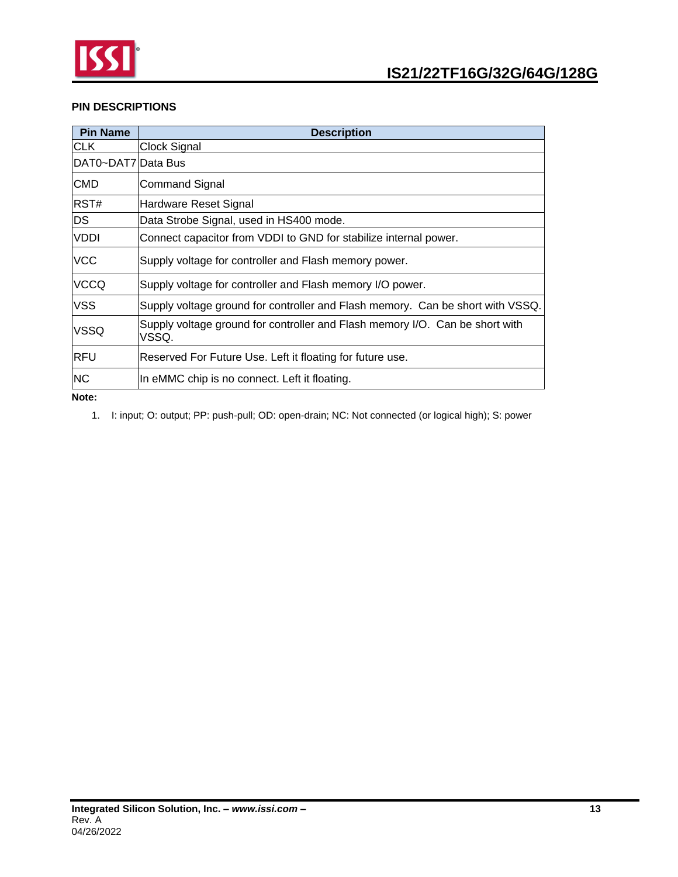### PIN DESCRIPTIONS

| Pin Name | Description |
|---|---|
| CLK | Clock Signal |
| DAT0~DAT7 | Data Bus |
| CMD | Command Signal |
| RST# | Hardware Reset Signal |
| DS | Data Strobe Signal, used in HS400 mode. |
| VDDI | Connect capacitor from VDDI to GND for stabilize internal power. |
| VCC | Supply voltage for controller and Flash memory power. |
| VCCQ | Supply voltage for controller and Flash memory I/O power. |
| VSS | Supply voltage ground for controller and Flash memory. Can be short with VSSQ. |
| VSSQ | Supply voltage ground for controller and Flash memory I/O. Can be short with VSSQ. |
| RFU | Reserved For Future Use. Left it floating for future use. |
| NC | In eMMC chip is no connect. Left it floating. |

**Note:**

1. I: input; O: output; PP: push-pull; OD: open-drain; NC: Not connected (or logical high); S: power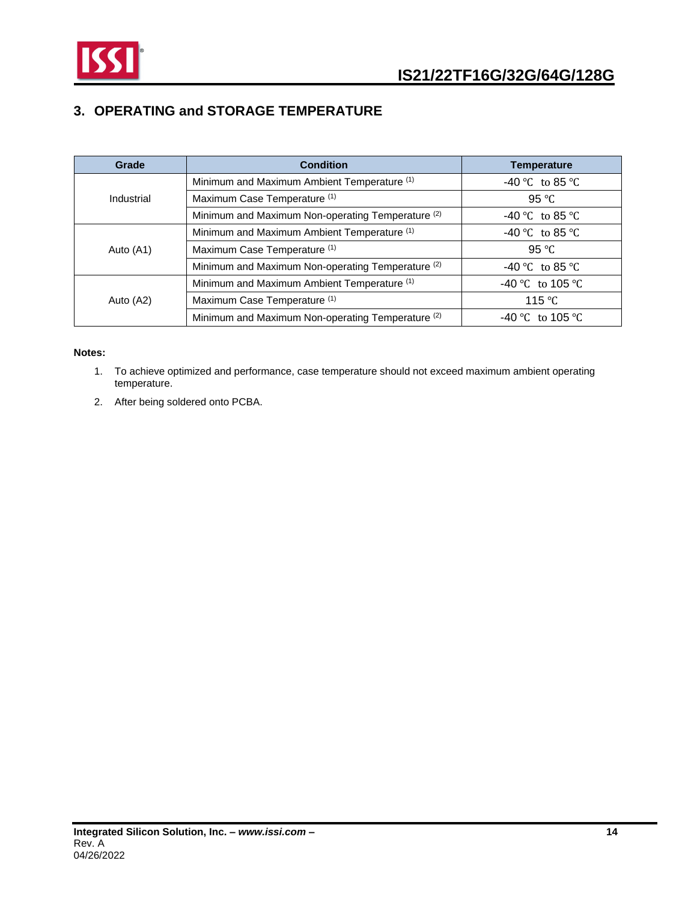## 3. OPERATING and STORAGE TEMPERATURE

| Grade | Condition | Temperature |
|---|---|---|
| Industrial | Minimum and Maximum Ambient Temperature (1) | -40 ℃ to 85 ℃ |
| | Maximum Case Temperature (1) | 95 ℃ |
| | Minimum and Maximum Non-operating Temperature (2) | -40 ℃ to 85 ℃ |
| Auto (A1) | Minimum and Maximum Ambient Temperature (1) | -40 ℃ to 85 ℃ |
| | Maximum Case Temperature (1) | 95 ℃ |
| | Minimum and Maximum Non-operating Temperature (2) | -40 ℃ to 85 ℃ |
| Auto (A2) | Minimum and Maximum Ambient Temperature (1) | -40 ℃ to 105 ℃ |
| | Maximum Case Temperature (1) | 115 ℃ |
| | Minimum and Maximum Non-operating Temperature (2) | -40 ℃ to 105 ℃ |

**Notes:**

1. To achieve optimized and performance, case temperature should not exceed maximum ambient operating temperature.
2. After being soldered onto PCBA.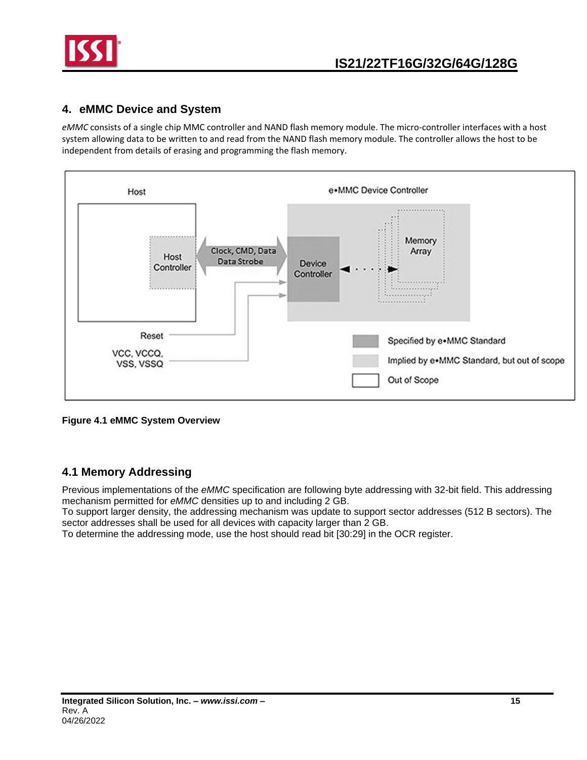## 4. eMMC Device and System

*eMMC* consists of a single chip MMC controller and NAND flash memory module. The micro-controller interfaces with a host system allowing data to be written to and read from the NAND flash memory module. The controller allows the host to be independent from details of erasing and programming the flash memory.

**Figure 4.1 eMMC System Overview**

### 4.1 Memory Addressing

Previous implementations of the *eMMC* specification are following byte addressing with 32-bit field. This addressing mechanism permitted for *eMMC* densities up to and including 2 GB.
To support larger density, the addressing mechanism was update to support sector addresses (512 B sectors). The sector addresses shall be used for all devices with capacity larger than 2 GB.
To determine the addressing mode, use the host should read bit [30:29] in the OCR register.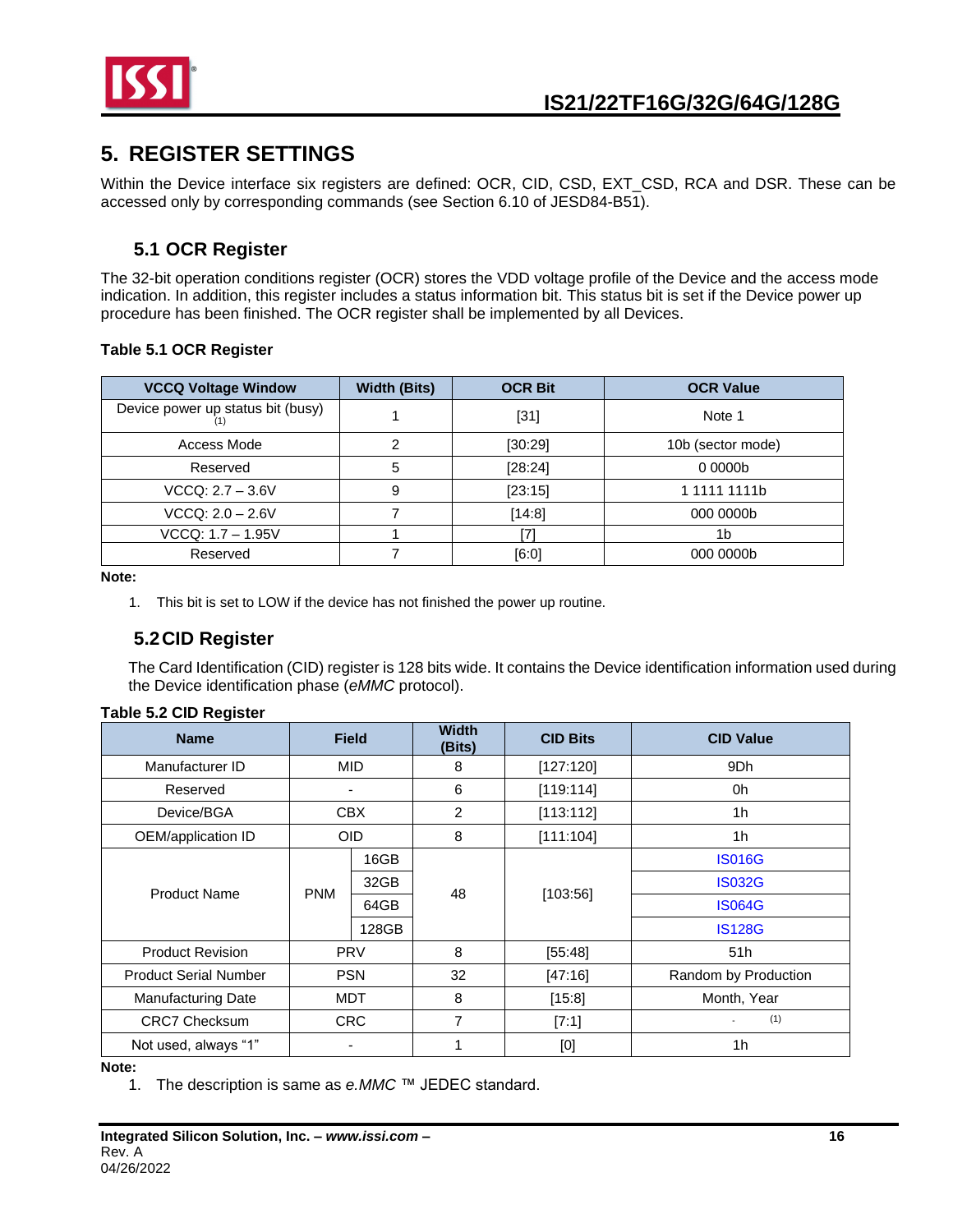# 5. REGISTER SETTINGS

Within the Device interface six registers are defined: OCR, CID, CSD, EXT_CSD, RCA and DSR. These can be accessed only by corresponding commands (see Section 6.10 of JESD84-B51).

## 5.1 OCR Register

The 32-bit operation conditions register (OCR) stores the VDD voltage profile of the Device and the access mode indication. In addition, this register includes a status information bit. This status bit is set if the Device power up procedure has been finished. The OCR register shall be implemented by all Devices.

**Table 5.1 OCR Register**

| VCCQ Voltage Window | Width (Bits) | OCR Bit | OCR Value |
|---|---|---|---|
| Device power up status bit (busy) (1) | 1 | [31] | Note 1 |
| Access Mode | 2 | [30:29] | 10b (sector mode) |
| Reserved | 5 | [28:24] | 0 0000b |
| VCCQ: 2.7 – 3.6V | 9 | [23:15] | 1 1111 1111b |
| VCCQ: 2.0 – 2.6V | 7 | [14:8] | 000 0000b |
| VCCQ: 1.7 – 1.95V | 1 | [7] | 1b |
| Reserved | 7 | [6:0] | 000 0000b |

**Note:**

1. This bit is set to LOW if the device has not finished the power up routine.

## 5.2 CID Register

The Card Identification (CID) register is 128 bits wide. It contains the Device identification information used during the Device identification phase (*eMMC* protocol).

**Table 5.2 CID Register**

| Name | Field | | Width (Bits) | CID Bits | CID Value |
|---|---|---|---|---|---|
| Manufacturer ID | MID | | 8 | [127:120] | 9Dh |
| Reserved | - | | 6 | [119:114] | 0h |
| Device/BGA | CBX | | 2 | [113:112] | 1h |
| OEM/application ID | OID | | 8 | [111:104] | 1h |
| Product Name | PNM | 16GB | 48 | [103:56] | IS016G |
| | | 32GB | | | IS032G |
| | | 64GB | | | IS064G |
| | | 128GB | | | IS128G |
| Product Revision | PRV | | 8 | [55:48] | 51h |
| Product Serial Number | PSN | | 32 | [47:16] | Random by Production |
| Manufacturing Date | MDT | | 8 | [15:8] | Month, Year |
| CRC7 Checksum | CRC | | 7 | [7:1] | - (1) |
| Not used, always "1" | - | | 1 | [0] | 1h |

**Note:**

1. The description is same as *e.MMC* ™ JEDEC standard.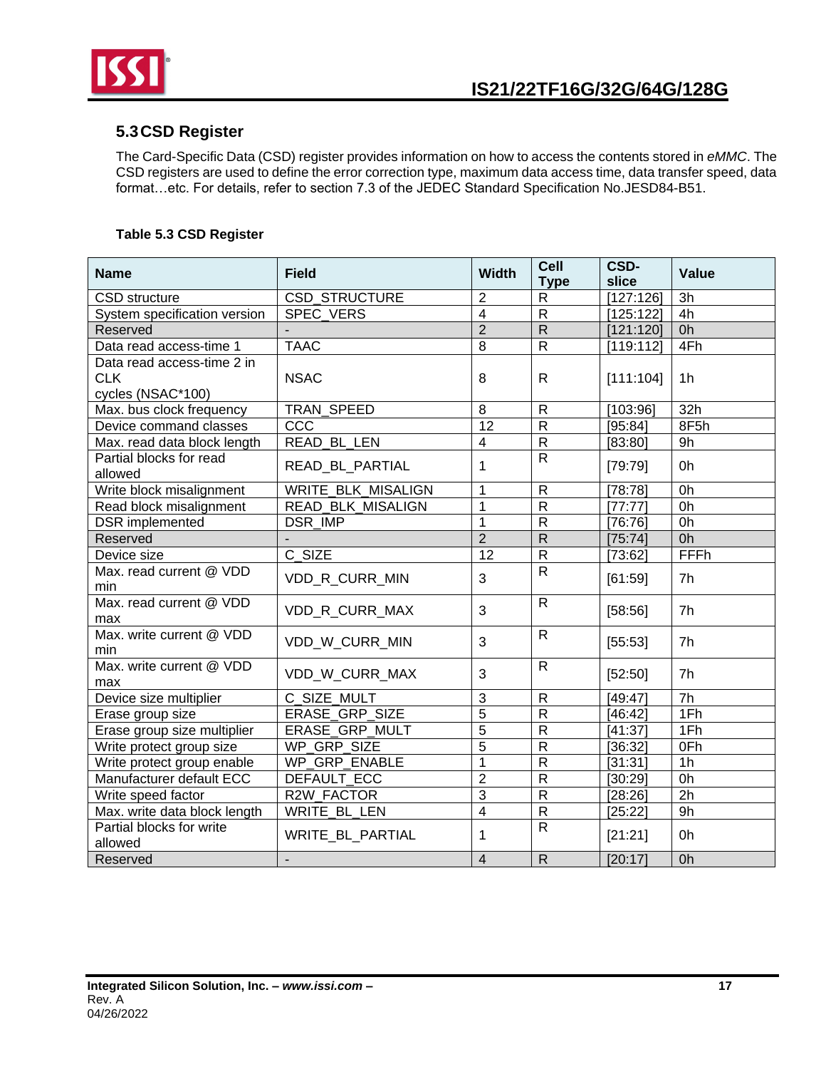## 5.3 CSD Register

The Card-Specific Data (CSD) register provides information on how to access the contents stored in *eMMC*. The CSD registers are used to define the error correction type, maximum data access time, data transfer speed, data format…etc. For details, refer to section 7.3 of the JEDEC Standard Specification No.JESD84-B51.

**Table 5.3 CSD Register**

| Name | Field | Width | Cell Type | CSD-slice | Value |
|---|---|---|---|---|---|
| CSD structure | CSD_STRUCTURE | 2 | R | [127:126] | 3h |
| System specification version | SPEC_VERS | 4 | R | [125:122] | 4h |
| Reserved | - | 2 | R | [121:120] | 0h |
| Data read access-time 1 | TAAC | 8 | R | [119:112] | 4Fh |
| Data read access-time 2 in CLK cycles (NSAC*100) | NSAC | 8 | R | [111:104] | 1h |
| Max. bus clock frequency | TRAN_SPEED | 8 | R | [103:96] | 32h |
| Device command classes | CCC | 12 | R | [95:84] | 8F5h |
| Max. read data block length | READ_BL_LEN | 4 | R | [83:80] | 9h |
| Partial blocks for read allowed | READ_BL_PARTIAL | 1 | R | [79:79] | 0h |
| Write block misalignment | WRITE_BLK_MISALIGN | 1 | R | [78:78] | 0h |
| Read block misalignment | READ_BLK_MISALIGN | 1 | R | [77:77] | 0h |
| DSR implemented | DSR_IMP | 1 | R | [76:76] | 0h |
| Reserved | - | 2 | R | [75:74] | 0h |
| Device size | C_SIZE | 12 | R | [73:62] | FFFh |
| Max. read current @ VDD min | VDD_R_CURR_MIN | 3 | R | [61:59] | 7h |
| Max. read current @ VDD max | VDD_R_CURR_MAX | 3 | R | [58:56] | 7h |
| Max. write current @ VDD min | VDD_W_CURR_MIN | 3 | R | [55:53] | 7h |
| Max. write current @ VDD max | VDD_W_CURR_MAX | 3 | R | [52:50] | 7h |
| Device size multiplier | C_SIZE_MULT | 3 | R | [49:47] | 7h |
| Erase group size | ERASE_GRP_SIZE | 5 | R | [46:42] | 1Fh |
| Erase group size multiplier | ERASE_GRP_MULT | 5 | R | [41:37] | 1Fh |
| Write protect group size | WP_GRP_SIZE | 5 | R | [36:32] | 0Fh |
| Write protect group enable | WP_GRP_ENABLE | 1 | R | [31:31] | 1h |
| Manufacturer default ECC | DEFAULT_ECC | 2 | R | [30:29] | 0h |
| Write speed factor | R2W_FACTOR | 3 | R | [28:26] | 2h |
| Max. write data block length | WRITE_BL_LEN | 4 | R | [25:22] | 9h |
| Partial blocks for write allowed | WRITE_BL_PARTIAL | 1 | R | [21:21] | 0h |
| Reserved | - | 4 | R | [20:17] | 0h |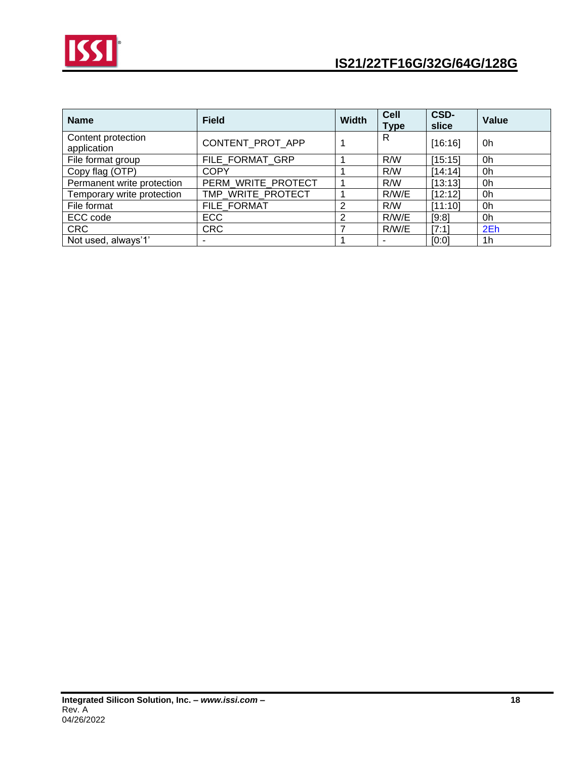| Name | Field | Width | Cell Type | CSD-slice | Value |
|---|---|---|---|---|---|
| Content protection application | CONTENT_PROT_APP | 1 | R | [16:16] | 0h |
| File format group | FILE_FORMAT_GRP | 1 | R/W | [15:15] | 0h |
| Copy flag (OTP) | COPY | 1 | R/W | [14:14] | 0h |
| Permanent write protection | PERM_WRITE_PROTECT | 1 | R/W | [13:13] | 0h |
| Temporary write protection | TMP_WRITE_PROTECT | 1 | R/W/E | [12:12] | 0h |
| File format | FILE_FORMAT | 2 | R/W | [11:10] | 0h |
| ECC code | ECC | 2 | R/W/E | [9:8] | 0h |
| CRC | CRC | 7 | R/W/E | [7:1] | 2Eh |
| Not used, always'1' | - | 1 | - | [0:0] | 1h |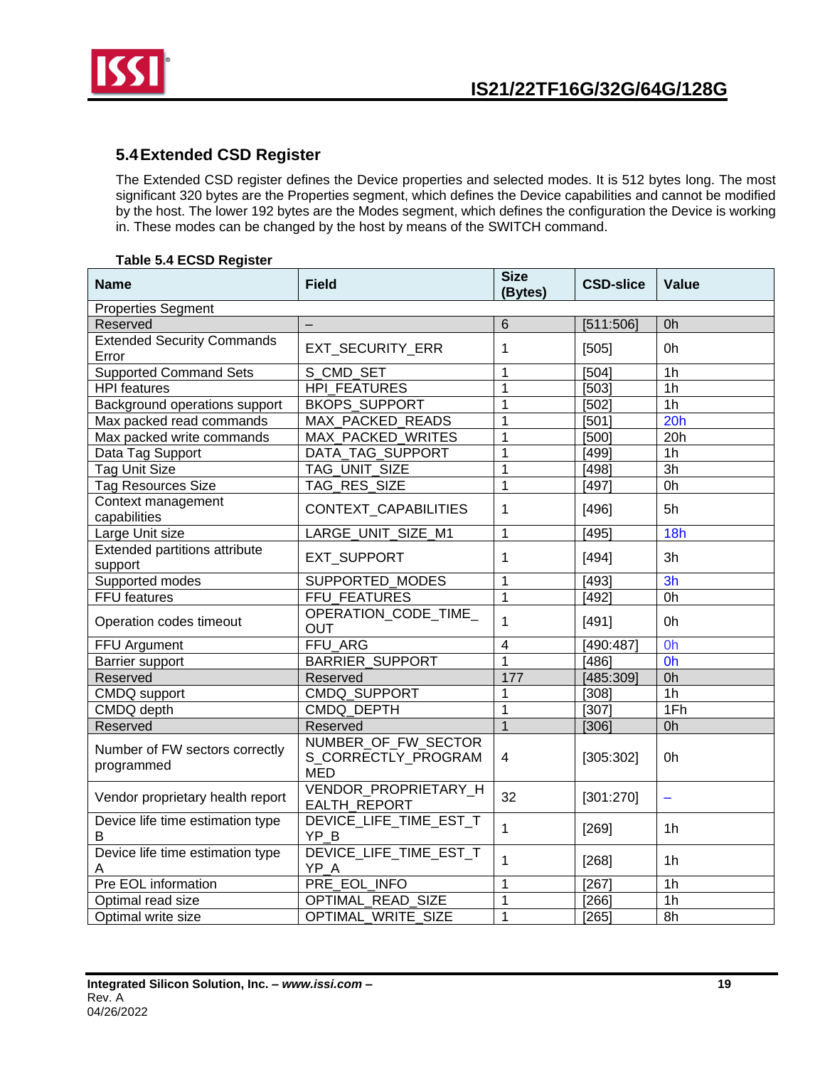## 5.4 Extended CSD Register

The Extended CSD register defines the Device properties and selected modes. It is 512 bytes long. The most significant 320 bytes are the Properties segment, which defines the Device capabilities and cannot be modified by the host. The lower 192 bytes are the Modes segment, which defines the configuration the Device is working in. These modes can be changed by the host by means of the SWITCH command.

**Table 5.4 ECSD Register**

| Name | Field | Size (Bytes) | CSD-slice | Value |
|---|---|---|---|---|
| Properties Segment | | | | |
| Reserved | – | 6 | [511:506] | 0h |
| Extended Security Commands Error | EXT_SECURITY_ERR | 1 | [505] | 0h |
| Supported Command Sets | S_CMD_SET | 1 | [504] | 1h |
| HPI features | HPI_FEATURES | 1 | [503] | 1h |
| Background operations support | BKOPS_SUPPORT | 1 | [502] | 1h |
| Max packed read commands | MAX_PACKED_READS | 1 | [501] | 20h |
| Max packed write commands | MAX_PACKED_WRITES | 1 | [500] | 20h |
| Data Tag Support | DATA_TAG_SUPPORT | 1 | [499] | 1h |
| Tag Unit Size | TAG_UNIT_SIZE | 1 | [498] | 3h |
| Tag Resources Size | TAG_RES_SIZE | 1 | [497] | 0h |
| Context management capabilities | CONTEXT_CAPABILITIES | 1 | [496] | 5h |
| Large Unit size | LARGE_UNIT_SIZE_M1 | 1 | [495] | 18h |
| Extended partitions attribute support | EXT_SUPPORT | 1 | [494] | 3h |
| Supported modes | SUPPORTED_MODES | 1 | [493] | 3h |
| FFU features | FFU_FEATURES | 1 | [492] | 0h |
| Operation codes timeout | OPERATION_CODE_TIME_OUT | 1 | [491] | 0h |
| FFU Argument | FFU_ARG | 4 | [490:487] | 0h |
| Barrier support | BARRIER_SUPPORT | 1 | [486] | 0h |
| Reserved | Reserved | 177 | [485:309] | 0h |
| CMDQ support | CMDQ_SUPPORT | 1 | [308] | 1h |
| CMDQ depth | CMDQ_DEPTH | 1 | [307] | 1Fh |
| Reserved | Reserved | 1 | [306] | 0h |
| Number of FW sectors correctly programmed | NUMBER_OF_FW_SECTORS_CORRECTLY_PROGRAMMED | 4 | [305:302] | 0h |
| Vendor proprietary health report | VENDOR_PROPRIETARY_HEALTH_REPORT | 32 | [301:270] | – |
| Device life time estimation type B | DEVICE_LIFE_TIME_EST_TYP_B | 1 | [269] | 1h |
| Device life time estimation type A | DEVICE_LIFE_TIME_EST_TYP_A | 1 | [268] | 1h |
| Pre EOL information | PRE_EOL_INFO | 1 | [267] | 1h |
| Optimal read size | OPTIMAL_READ_SIZE | 1 | [266] | 1h |
| Optimal write size | OPTIMAL_WRITE_SIZE | 1 | [265] | 8h |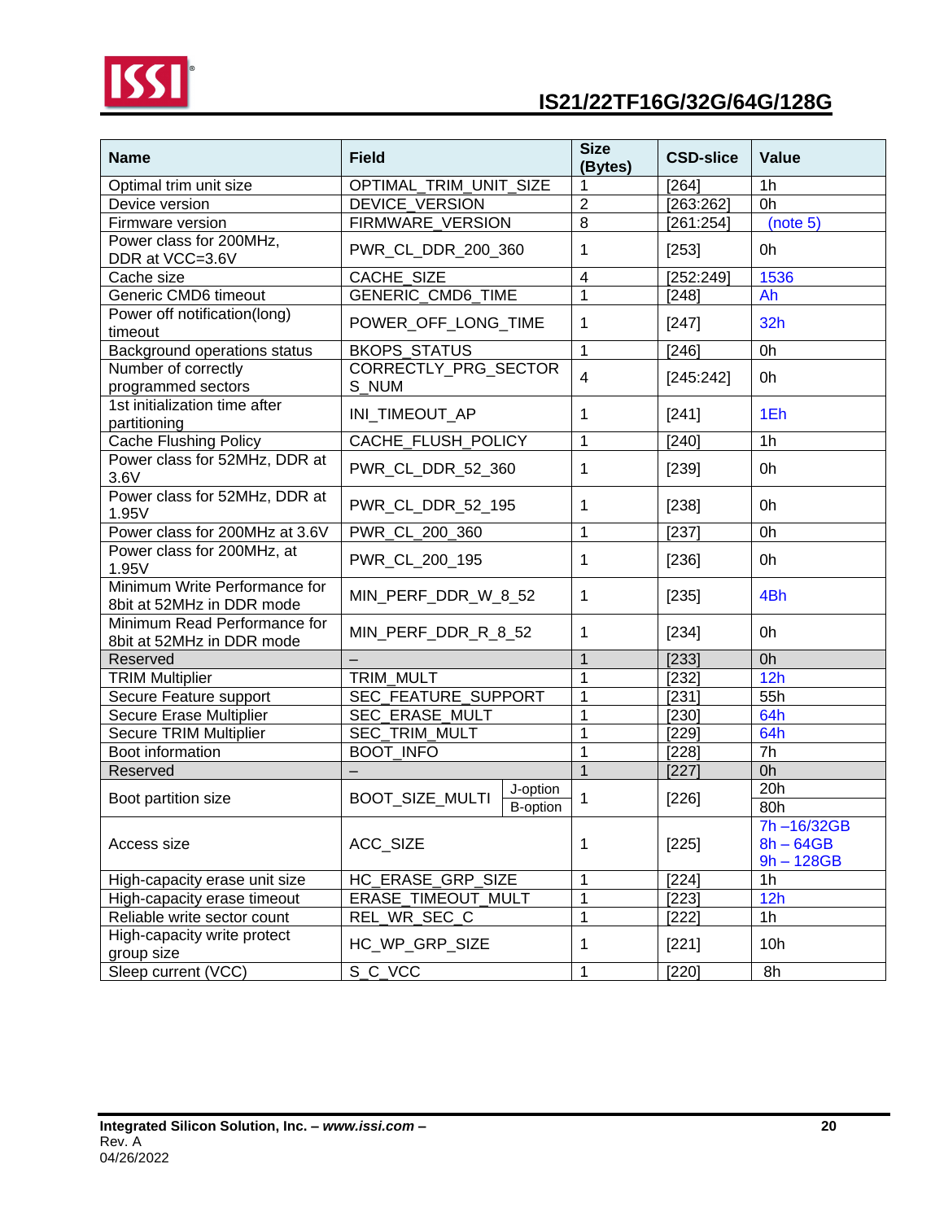| Name | Field | | Size (Bytes) | CSD-slice | Value |
|---|---|---|---|---|---|
| Optimal trim unit size | OPTIMAL_TRIM_UNIT_SIZE | | 1 | [264] | 1h |
| Device version | DEVICE_VERSION | | 2 | [263:262] | 0h |
| Firmware version | FIRMWARE_VERSION | | 8 | [261:254] | (note 5) |
| Power class for 200MHz, DDR at VCC=3.6V | PWR_CL_DDR_200_360 | | 1 | [253] | 0h |
| Cache size | CACHE_SIZE | | 4 | [252:249] | 1536 |
| Generic CMD6 timeout | GENERIC_CMD6_TIME | | 1 | [248] | Ah |
| Power off notification(long) timeout | POWER_OFF_LONG_TIME | | 1 | [247] | 32h |
| Background operations status | BKOPS_STATUS | | 1 | [246] | 0h |
| Number of correctly programmed sectors | CORRECTLY_PRG_SECTORS_NUM | | 4 | [245:242] | 0h |
| 1st initialization time after partitioning | INI_TIMEOUT_AP | | 1 | [241] | 1Eh |
| Cache Flushing Policy | CACHE_FLUSH_POLICY | | 1 | [240] | 1h |
| Power class for 52MHz, DDR at 3.6V | PWR_CL_DDR_52_360 | | 1 | [239] | 0h |
| Power class for 52MHz, DDR at 1.95V | PWR_CL_DDR_52_195 | | 1 | [238] | 0h |
| Power class for 200MHz at 3.6V | PWR_CL_200_360 | | 1 | [237] | 0h |
| Power class for 200MHz, at 1.95V | PWR_CL_200_195 | | 1 | [236] | 0h |
| Minimum Write Performance for 8bit at 52MHz in DDR mode | MIN_PERF_DDR_W_8_52 | | 1 | [235] | 4Bh |
| Minimum Read Performance for 8bit at 52MHz in DDR mode | MIN_PERF_DDR_R_8_52 | | 1 | [234] | 0h |
| Reserved | – | | 1 | [233] | 0h |
| TRIM Multiplier | TRIM_MULT | | 1 | [232] | 12h |
| Secure Feature support | SEC_FEATURE_SUPPORT | | 1 | [231] | 55h |
| Secure Erase Multiplier | SEC_ERASE_MULT | | 1 | [230] | 64h |
| Secure TRIM Multiplier | SEC_TRIM_MULT | | 1 | [229] | 64h |
| Boot information | BOOT_INFO | | 1 | [228] | 7h |
| Reserved | – | | 1 | [227] | 0h |
| Boot partition size | BOOT_SIZE_MULTI | J-option | 1 | [226] | 20h |
| | | B-option | | | 80h |
| Access size | ACC_SIZE | | 1 | [225] | 7h –16/32GB<br>8h – 64GB<br>9h – 128GB |
| High-capacity erase unit size | HC_ERASE_GRP_SIZE | | 1 | [224] | 1h |
| High-capacity erase timeout | ERASE_TIMEOUT_MULT | | 1 | [223] | 12h |
| Reliable write sector count | REL_WR_SEC_C | | 1 | [222] | 1h |
| High-capacity write protect group size | HC_WP_GRP_SIZE | | 1 | [221] | 10h |
| Sleep current (VCC) | S_C_VCC | | 1 | [220] | 8h |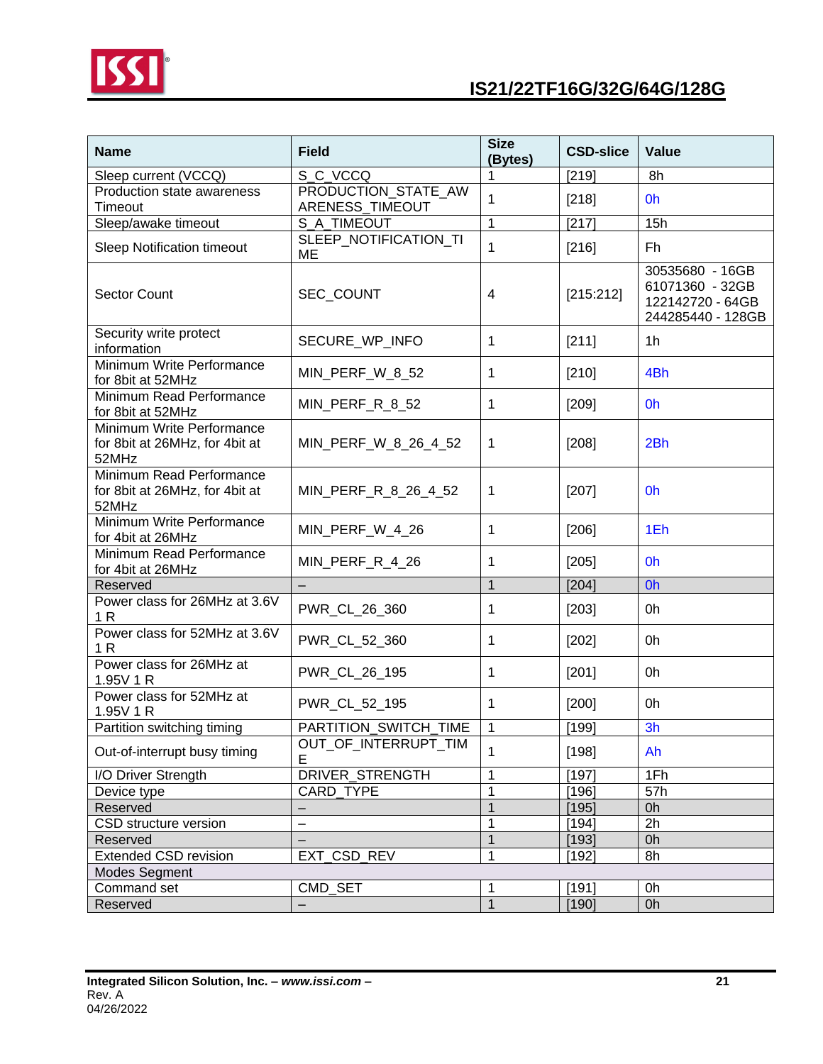| Name | Field | Size (Bytes) | CSD-slice | Value |
|---|---|---|---|---|
| Sleep current (VCCQ) | S_C_VCCQ | 1 | [219] | 8h |
| Production state awareness Timeout | PRODUCTION_STATE_AWARENESS_TIMEOUT | 1 | [218] | 0h |
| Sleep/awake timeout | S_A_TIMEOUT | 1 | [217] | 15h |
| Sleep Notification timeout | SLEEP_NOTIFICATION_TIME | 1 | [216] | Fh |
| Sector Count | SEC_COUNT | 4 | [215:212] | 30535680 - 16GB<br>61071360 - 32GB<br>122142720 - 64GB<br>244285440 - 128GB |
| Security write protect information | SECURE_WP_INFO | 1 | [211] | 1h |
| Minimum Write Performance for 8bit at 52MHz | MIN_PERF_W_8_52 | 1 | [210] | 4Bh |
| Minimum Read Performance for 8bit at 52MHz | MIN_PERF_R_8_52 | 1 | [209] | 0h |
| Minimum Write Performance for 8bit at 26MHz, for 4bit at 52MHz | MIN_PERF_W_8_26_4_52 | 1 | [208] | 2Bh |
| Minimum Read Performance for 8bit at 26MHz, for 4bit at 52MHz | MIN_PERF_R_8_26_4_52 | 1 | [207] | 0h |
| Minimum Write Performance for 4bit at 26MHz | MIN_PERF_W_4_26 | 1 | [206] | 1Eh |
| Minimum Read Performance for 4bit at 26MHz | MIN_PERF_R_4_26 | 1 | [205] | 0h |
| Reserved | – | 1 | [204] | 0h |
| Power class for 26MHz at 3.6V 1 R | PWR_CL_26_360 | 1 | [203] | 0h |
| Power class for 52MHz at 3.6V 1 R | PWR_CL_52_360 | 1 | [202] | 0h |
| Power class for 26MHz at 1.95V 1 R | PWR_CL_26_195 | 1 | [201] | 0h |
| Power class for 52MHz at 1.95V 1 R | PWR_CL_52_195 | 1 | [200] | 0h |
| Partition switching timing | PARTITION_SWITCH_TIME | 1 | [199] | 3h |
| Out-of-interrupt busy timing | OUT_OF_INTERRUPT_TIME | 1 | [198] | Ah |
| I/O Driver Strength | DRIVER_STRENGTH | 1 | [197] | 1Fh |
| Device type | CARD_TYPE | 1 | [196] | 57h |
| Reserved | – | 1 | [195] | 0h |
| CSD structure version | – | 1 | [194] | 2h |
| Reserved | – | 1 | [193] | 0h |
| Extended CSD revision | EXT_CSD_REV | 1 | [192] | 8h |
| Modes Segment | | | | |
| Command set | CMD_SET | 1 | [191] | 0h |
| Reserved | – | 1 | [190] | 0h |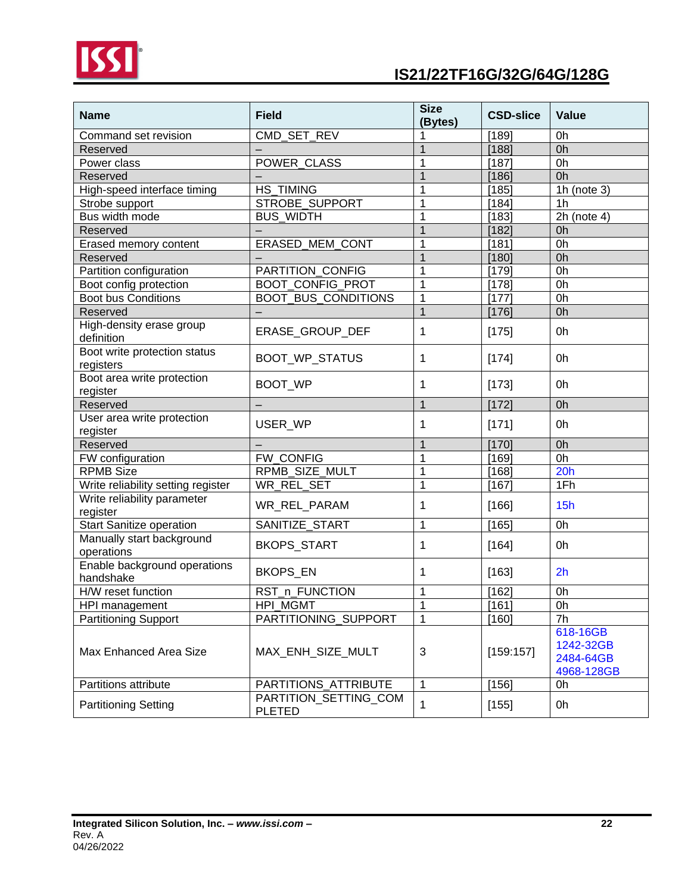| Name | Field | Size (Bytes) | CSD-slice | Value |
|---|---|---|---|---|
| Command set revision | CMD_SET_REV | 1 | [189] | 0h |
| Reserved | – | 1 | [188] | 0h |
| Power class | POWER_CLASS | 1 | [187] | 0h |
| Reserved | – | 1 | [186] | 0h |
| High-speed interface timing | HS_TIMING | 1 | [185] | 1h (note 3) |
| Strobe support | STROBE_SUPPORT | 1 | [184] | 1h |
| Bus width mode | BUS_WIDTH | 1 | [183] | 2h (note 4) |
| Reserved | – | 1 | [182] | 0h |
| Erased memory content | ERASED_MEM_CONT | 1 | [181] | 0h |
| Reserved | – | 1 | [180] | 0h |
| Partition configuration | PARTITION_CONFIG | 1 | [179] | 0h |
| Boot config protection | BOOT_CONFIG_PROT | 1 | [178] | 0h |
| Boot bus Conditions | BOOT_BUS_CONDITIONS | 1 | [177] | 0h |
| Reserved | – | 1 | [176] | 0h |
| High-density erase group definition | ERASE_GROUP_DEF | 1 | [175] | 0h |
| Boot write protection status registers | BOOT_WP_STATUS | 1 | [174] | 0h |
| Boot area write protection register | BOOT_WP | 1 | [173] | 0h |
| Reserved | – | 1 | [172] | 0h |
| User area write protection register | USER_WP | 1 | [171] | 0h |
| Reserved | – | 1 | [170] | 0h |
| FW configuration | FW_CONFIG | 1 | [169] | 0h |
| RPMB Size | RPMB_SIZE_MULT | 1 | [168] | 20h |
| Write reliability setting register | WR_REL_SET | 1 | [167] | 1Fh |
| Write reliability parameter register | WR_REL_PARAM | 1 | [166] | 15h |
| Start Sanitize operation | SANITIZE_START | 1 | [165] | 0h |
| Manually start background operations | BKOPS_START | 1 | [164] | 0h |
| Enable background operations handshake | BKOPS_EN | 1 | [163] | 2h |
| H/W reset function | RST_n_FUNCTION | 1 | [162] | 0h |
| HPI management | HPI_MGMT | 1 | [161] | 0h |
| Partitioning Support | PARTITIONING_SUPPORT | 1 | [160] | 7h |
| Max Enhanced Area Size | MAX_ENH_SIZE_MULT | 3 | [159:157] | 618-16GB<br>1242-32GB<br>2484-64GB<br>4968-128GB |
| Partitions attribute | PARTITIONS_ATTRIBUTE | 1 | [156] | 0h |
| Partitioning Setting | PARTITION_SETTING_COMPLETED | 1 | [155] | 0h |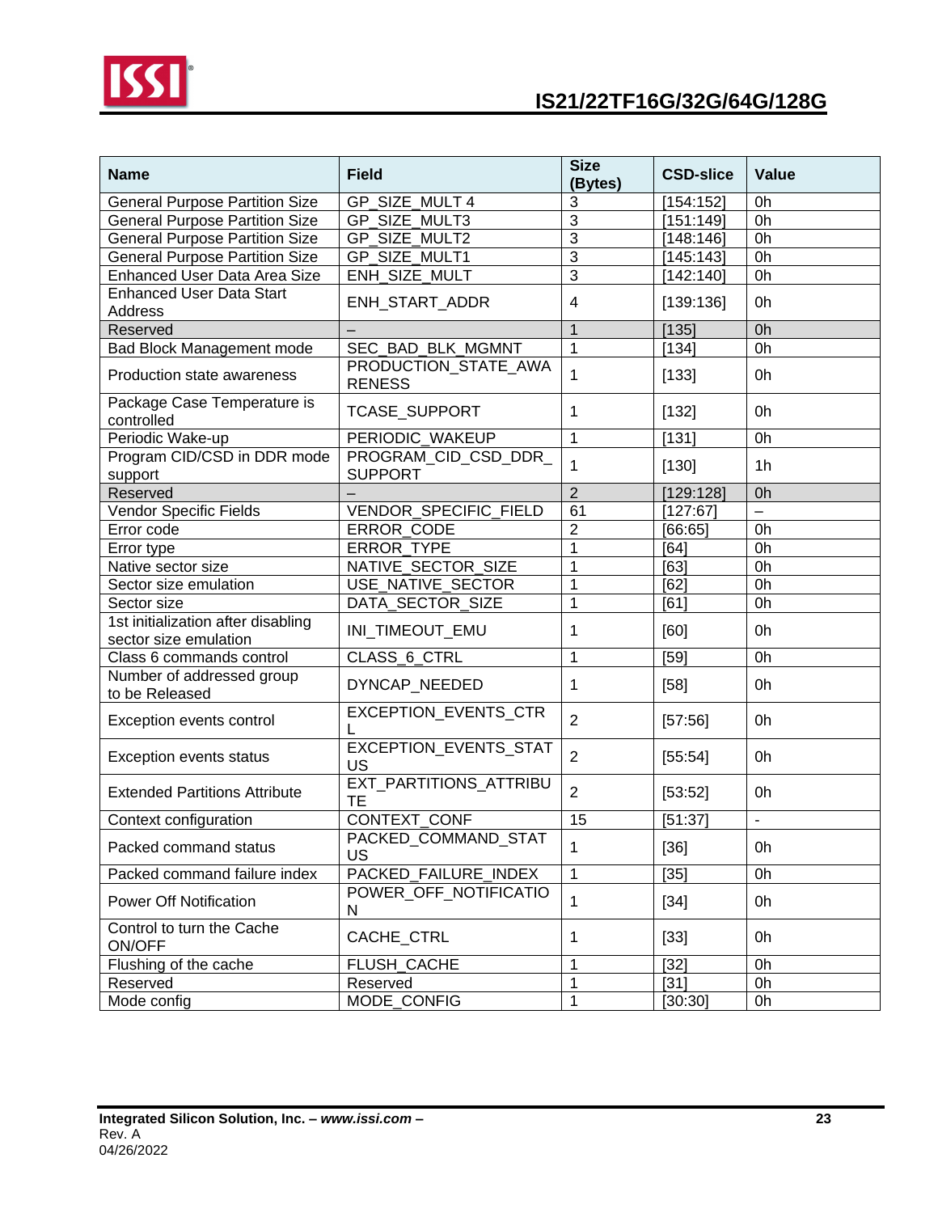| Name | Field | Size (Bytes) | CSD-slice | Value |
|---|---|---|---|---|
| General Purpose Partition Size | GP_SIZE_MULT 4 | 3 | [154:152] | 0h |
| General Purpose Partition Size | GP_SIZE_MULT3 | 3 | [151:149] | 0h |
| General Purpose Partition Size | GP_SIZE_MULT2 | 3 | [148:146] | 0h |
| General Purpose Partition Size | GP_SIZE_MULT1 | 3 | [145:143] | 0h |
| Enhanced User Data Area Size | ENH_SIZE_MULT | 3 | [142:140] | 0h |
| Enhanced User Data Start Address | ENH_START_ADDR | 4 | [139:136] | 0h |
| Reserved | – | 1 | [135] | 0h |
| Bad Block Management mode | SEC_BAD_BLK_MGMNT | 1 | [134] | 0h |
| Production state awareness | PRODUCTION_STATE_AWARENESS | 1 | [133] | 0h |
| Package Case Temperature is controlled | TCASE_SUPPORT | 1 | [132] | 0h |
| Periodic Wake-up | PERIODIC_WAKEUP | 1 | [131] | 0h |
| Program CID/CSD in DDR mode support | PROGRAM_CID_CSD_DDR_SUPPORT | 1 | [130] | 1h |
| Reserved | – | 2 | [129:128] | 0h |
| Vendor Specific Fields | VENDOR_SPECIFIC_FIELD | 61 | [127:67] | – |
| Error code | ERROR_CODE | 2 | [66:65] | 0h |
| Error type | ERROR_TYPE | 1 | [64] | 0h |
| Native sector size | NATIVE_SECTOR_SIZE | 1 | [63] | 0h |
| Sector size emulation | USE_NATIVE_SECTOR | 1 | [62] | 0h |
| Sector size | DATA_SECTOR_SIZE | 1 | [61] | 0h |
| 1st initialization after disabling sector size emulation | INI_TIMEOUT_EMU | 1 | [60] | 0h |
| Class 6 commands control | CLASS_6_CTRL | 1 | [59] | 0h |
| Number of addressed group to be Released | DYNCAP_NEEDED | 1 | [58] | 0h |
| Exception events control | EXCEPTION_EVENTS_CTRL | 2 | [57:56] | 0h |
| Exception events status | EXCEPTION_EVENTS_STATUS | 2 | [55:54] | 0h |
| Extended Partitions Attribute | EXT_PARTITIONS_ATTRIBUTE | 2 | [53:52] | 0h |
| Context configuration | CONTEXT_CONF | 15 | [51:37] | - |
| Packed command status | PACKED_COMMAND_STATUS | 1 | [36] | 0h |
| Packed command failure index | PACKED_FAILURE_INDEX | 1 | [35] | 0h |
| Power Off Notification | POWER_OFF_NOTIFICATION | 1 | [34] | 0h |
| Control to turn the Cache ON/OFF | CACHE_CTRL | 1 | [33] | 0h |
| Flushing of the cache | FLUSH_CACHE | 1 | [32] | 0h |
| Reserved | Reserved | 1 | [31] | 0h |
| Mode config | MODE_CONFIG | 1 | [30:30] | 0h |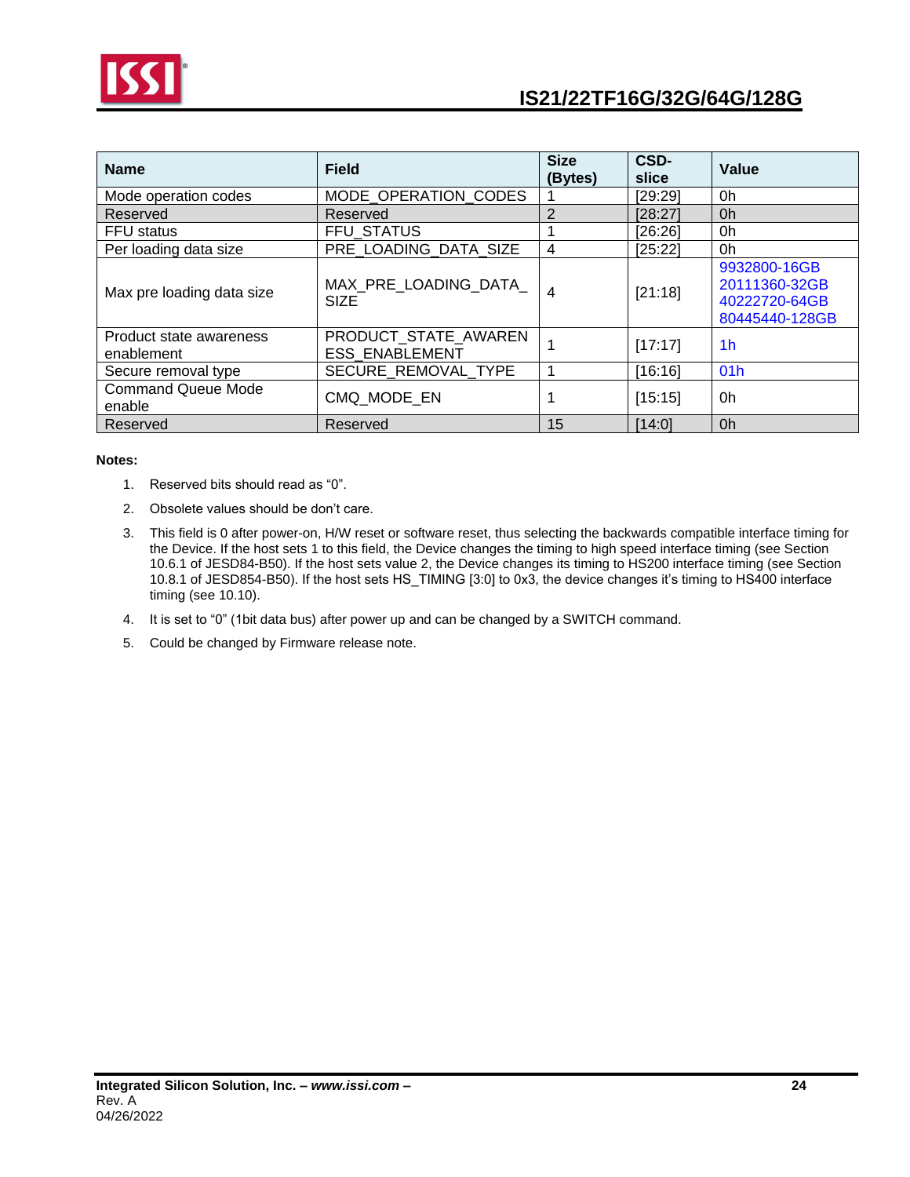| Name | Field | Size (Bytes) | CSD-slice | Value |
|---|---|---|---|---|
| Mode operation codes | MODE_OPERATION_CODES | 1 | [29:29] | 0h |
| Reserved | Reserved | 2 | [28:27] | 0h |
| FFU status | FFU_STATUS | 1 | [26:26] | 0h |
| Per loading data size | PRE_LOADING_DATA_SIZE | 4 | [25:22] | 0h |
| Max pre loading data size | MAX_PRE_LOADING_DATA_SIZE | 4 | [21:18] | 9932800-16GB<br>20111360-32GB<br>40222720-64GB<br>80445440-128GB |
| Product state awareness enablement | PRODUCT_STATE_AWARENESS_ENABLEMENT | 1 | [17:17] | 1h |
| Secure removal type | SECURE_REMOVAL_TYPE | 1 | [16:16] | 01h |
| Command Queue Mode enable | CMQ_MODE_EN | 1 | [15:15] | 0h |
| Reserved | Reserved | 15 | [14:0] | 0h |

**Notes:**

1. Reserved bits should read as “0”.
2. Obsolete values should be don’t care.
3. This field is 0 after power-on, H/W reset or software reset, thus selecting the backwards compatible interface timing for the Device. If the host sets 1 to this field, the Device changes the timing to high speed interface timing (see Section 10.6.1 of JESD84-B50). If the host sets value 2, the Device changes its timing to HS200 interface timing (see Section 10.8.1 of JESD854-B50). If the host sets HS_TIMING [3:0] to 0x3, the device changes it’s timing to HS400 interface timing (see 10.10).
4. It is set to “0” (1bit data bus) after power up and can be changed by a SWITCH command.
5. Could be changed by Firmware release note.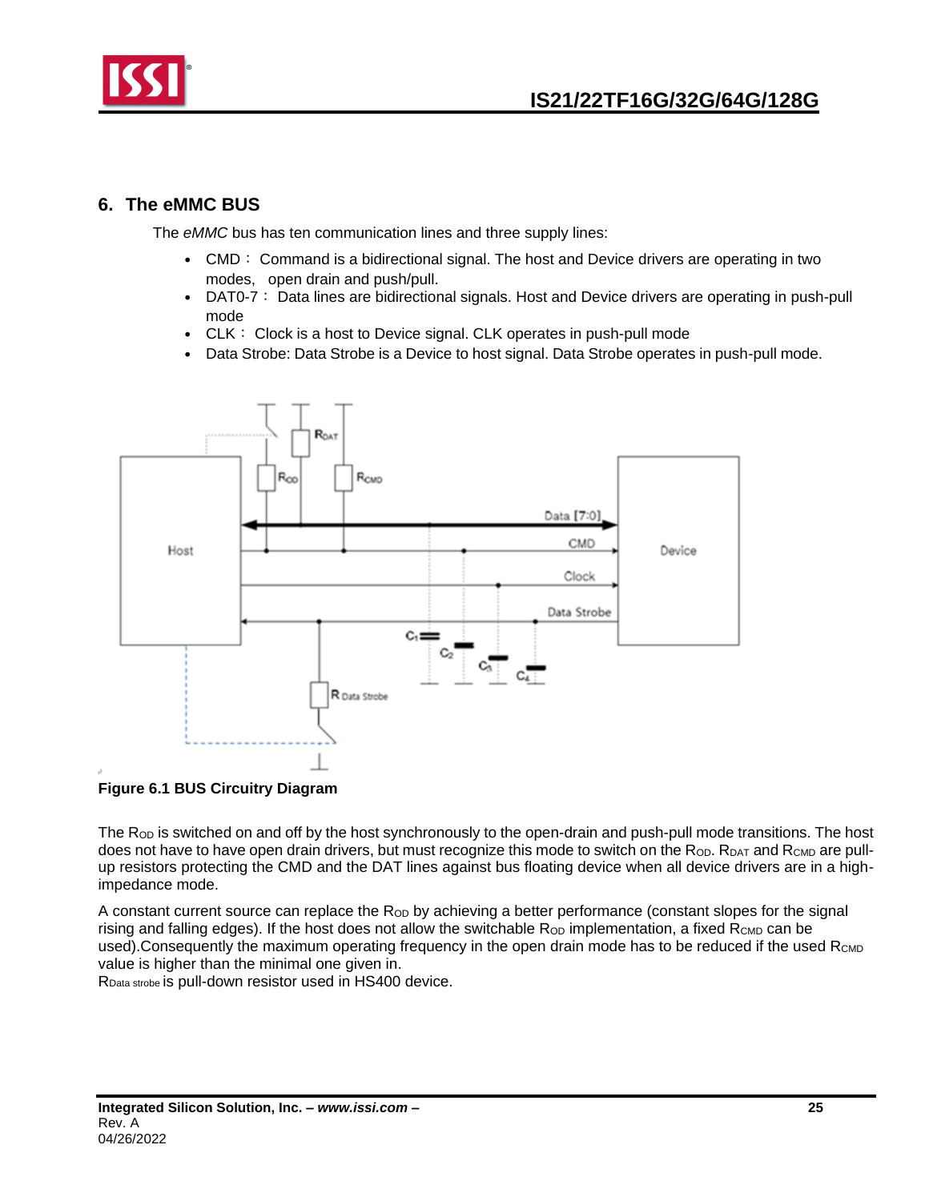## 6. The eMMC BUS

The *eMMC* bus has ten communication lines and three supply lines:

- CMD： Command is a bidirectional signal. The host and Device drivers are operating in two modes, open drain and push/pull.
- DAT0-7： Data lines are bidirectional signals. Host and Device drivers are operating in push-pull mode
- CLK： Clock is a host to Device signal. CLK operates in push-pull mode
- Data Strobe: Data Strobe is a Device to host signal. Data Strobe operates in push-pull mode.

**Figure 6.1 BUS Circuitry Diagram**

The $R_{OD}$ is switched on and off by the host synchronously to the open-drain and push-pull mode transitions. The host does not have to have open drain drivers, but must recognize this mode to switch on the $R_{OD}$. $R_{DAT}$ and $R_{CMD}$ are pull-up resistors protecting the CMD and the DAT lines against bus floating device when all device drivers are in a high-impedance mode.

A constant current source can replace the $R_{OD}$ by achieving a better performance (constant slopes for the signal rising and falling edges). If the host does not allow the switchable $R_{OD}$ implementation, a fixed $R_{CMD}$ can be used).Consequently the maximum operating frequency in the open drain mode has to be reduced if the used $R_{CMD}$ value is higher than the minimal one given in.

$R_{Data\ strobe}$ is pull-down resistor used in HS400 device.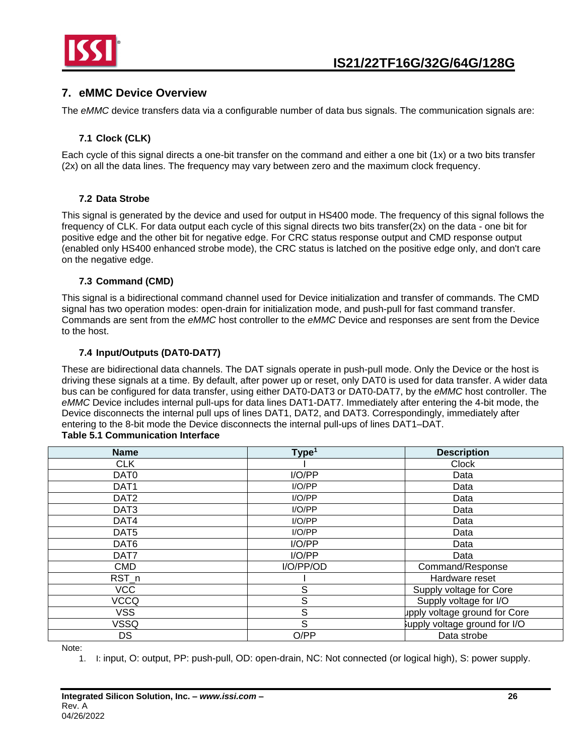## 7. eMMC Device Overview

The *eMMC* device transfers data via a configurable number of data bus signals. The communication signals are:

### 7.1 Clock (CLK)

Each cycle of this signal directs a one-bit transfer on the command and either a one bit (1x) or a two bits transfer (2x) on all the data lines. The frequency may vary between zero and the maximum clock frequency.

### 7.2 Data Strobe

This signal is generated by the device and used for output in HS400 mode. The frequency of this signal follows the frequency of CLK. For data output each cycle of this signal directs two bits transfer(2x) on the data - one bit for positive edge and the other bit for negative edge. For CRC status response output and CMD response output (enabled only HS400 enhanced strobe mode), the CRC status is latched on the positive edge only, and don't care on the negative edge.

### 7.3 Command (CMD)

This signal is a bidirectional command channel used for Device initialization and transfer of commands. The CMD signal has two operation modes: open-drain for initialization mode, and push-pull for fast command transfer. Commands are sent from the *eMMC* host controller to the *eMMC* Device and responses are sent from the Device to the host.

### 7.4 Input/Outputs (DAT0-DAT7)

These are bidirectional data channels. The DAT signals operate in push-pull mode. Only the Device or the host is driving these signals at a time. By default, after power up or reset, only DAT0 is used for data transfer. A wider data bus can be configured for data transfer, using either DAT0-DAT3 or DAT0-DAT7, by the *eMMC* host controller. The *eMMC* Device includes internal pull-ups for data lines DAT1-DAT7. Immediately after entering the 4-bit mode, the Device disconnects the internal pull ups of lines DAT1, DAT2, and DAT3. Correspondingly, immediately after entering to the 8-bit mode the Device disconnects the internal pull-ups of lines DAT1–DAT.

**Table 5.1 Communication Interface**

| Name | Type[1] | Description |
|---|---|---|
| CLK | I | Clock |
| DAT0 | I/O/PP | Data |
| DAT1 | I/O/PP | Data |
| DAT2 | I/O/PP | Data |
| DAT3 | I/O/PP | Data |
| DAT4 | I/O/PP | Data |
| DAT5 | I/O/PP | Data |
| DAT6 | I/O/PP | Data |
| DAT7 | I/O/PP | Data |
| CMD | I/O/PP/OD | Command/Response |
| RST_n | I | Hardware reset |
| VCC | S | Supply voltage for Core |
| VCCQ | S | Supply voltage for I/O |
| VSS | S | Supply voltage ground for Core |
| VSSQ | S | Supply voltage ground for I/O |
| DS | O/PP | Data strobe |

Note:

1. I: input, O: output, PP: push-pull, OD: open-drain, NC: Not connected (or logical high), S: power supply.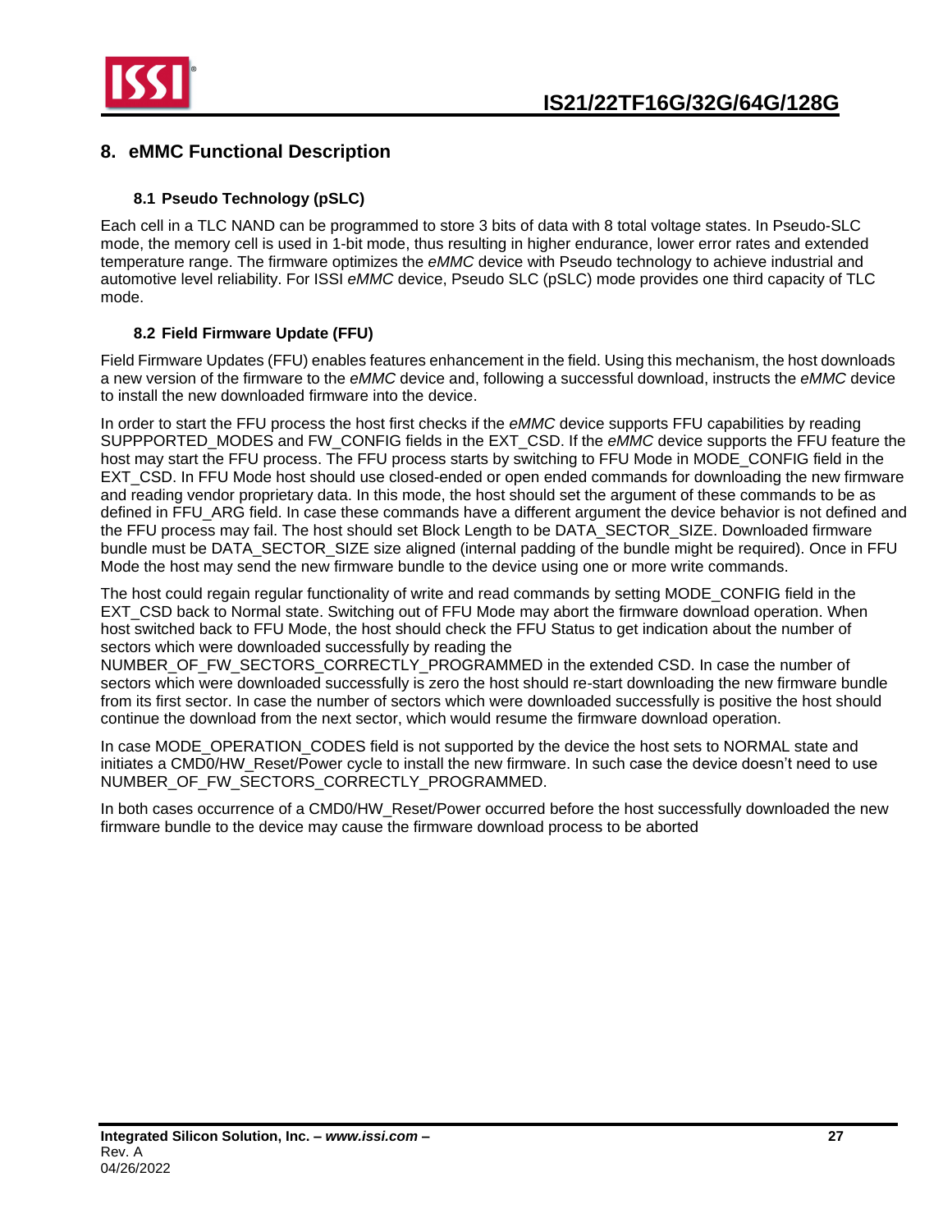# 8. eMMC Functional Description

## 8.1 Pseudo Technology (pSLC)

Each cell in a TLC NAND can be programmed to store 3 bits of data with 8 total voltage states. In Pseudo-SLC mode, the memory cell is used in 1-bit mode, thus resulting in higher endurance, lower error rates and extended temperature range. The firmware optimizes the *eMMC* device with Pseudo technology to achieve industrial and automotive level reliability. For ISSI *eMMC* device, Pseudo SLC (pSLC) mode provides one third capacity of TLC mode.

## 8.2 Field Firmware Update (FFU)

Field Firmware Updates (FFU) enables features enhancement in the field. Using this mechanism, the host downloads a new version of the firmware to the *eMMC* device and, following a successful download, instructs the *eMMC* device to install the new downloaded firmware into the device.

In order to start the FFU process the host first checks if the *eMMC* device supports FFU capabilities by reading SUPPPORTED_MODES and FW_CONFIG fields in the EXT_CSD. If the *eMMC* device supports the FFU feature the host may start the FFU process. The FFU process starts by switching to FFU Mode in MODE_CONFIG field in the EXT_CSD. In FFU Mode host should use closed-ended or open ended commands for downloading the new firmware and reading vendor proprietary data. In this mode, the host should set the argument of these commands to be as defined in FFU_ARG field. In case these commands have a different argument the device behavior is not defined and the FFU process may fail. The host should set Block Length to be DATA_SECTOR_SIZE. Downloaded firmware bundle must be DATA_SECTOR_SIZE size aligned (internal padding of the bundle might be required). Once in FFU Mode the host may send the new firmware bundle to the device using one or more write commands.

The host could regain regular functionality of write and read commands by setting MODE_CONFIG field in the EXT_CSD back to Normal state. Switching out of FFU Mode may abort the firmware download operation. When host switched back to FFU Mode, the host should check the FFU Status to get indication about the number of sectors which were downloaded successfully by reading the NUMBER_OF_FW_SECTORS_CORRECTLY_PROGRAMMED in the extended CSD. In case the number of sectors which were downloaded successfully is zero the host should re-start downloading the new firmware bundle from its first sector. In case the number of sectors which were downloaded successfully is positive the host should continue the download from the next sector, which would resume the firmware download operation.

In case MODE_OPERATION_CODES field is not supported by the device the host sets to NORMAL state and initiates a CMD0/HW_Reset/Power cycle to install the new firmware. In such case the device doesn't need to use NUMBER_OF_FW_SECTORS_CORRECTLY_PROGRAMMED.

In both cases occurrence of a CMD0/HW_Reset/Power occurred before the host successfully downloaded the new firmware bundle to the device may cause the firmware download process to be aborted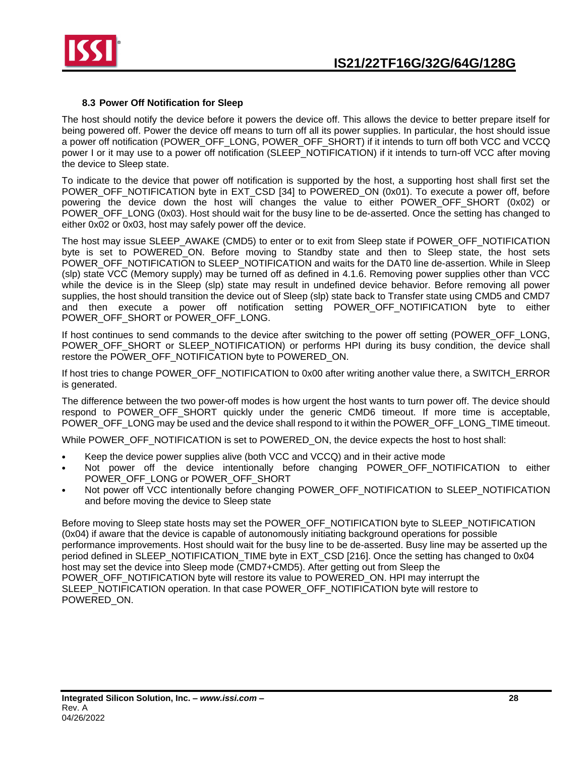### 8.3 Power Off Notification for Sleep

The host should notify the device before it powers the device off. This allows the device to better prepare itself for being powered off. Power the device off means to turn off all its power supplies. In particular, the host should issue a power off notification (POWER_OFF_LONG, POWER_OFF_SHORT) if it intends to turn off both VCC and VCCQ power I or it may use to a power off notification (SLEEP_NOTIFICATION) if it intends to turn-off VCC after moving the device to Sleep state.

To indicate to the device that power off notification is supported by the host, a supporting host shall first set the POWER_OFF_NOTIFICATION byte in EXT_CSD [34] to POWERED_ON (0x01). To execute a power off, before powering the device down the host will changes the value to either POWER_OFF_SHORT (0x02) or POWER_OFF_LONG (0x03). Host should wait for the busy line to be de-asserted. Once the setting has changed to either 0x02 or 0x03, host may safely power off the device.

The host may issue SLEEP_AWAKE (CMD5) to enter or to exit from Sleep state if POWER_OFF_NOTIFICATION byte is set to POWERED_ON. Before moving to Standby state and then to Sleep state, the host sets POWER_OFF_NOTIFICATION to SLEEP_NOTIFICATION and waits for the DAT0 line de-assertion. While in Sleep (slp) state VCC (Memory supply) may be turned off as defined in 4.1.6. Removing power supplies other than VCC while the device is in the Sleep (slp) state may result in undefined device behavior. Before removing all power supplies, the host should transition the device out of Sleep (slp) state back to Transfer state using CMD5 and CMD7 and then execute a power off notification setting POWER_OFF_NOTIFICATION byte to either POWER_OFF_SHORT or POWER_OFF_LONG.

If host continues to send commands to the device after switching to the power off setting (POWER_OFF_LONG, POWER_OFF_SHORT or SLEEP_NOTIFICATION) or performs HPI during its busy condition, the device shall restore the POWER_OFF_NOTIFICATION byte to POWERED_ON.

If host tries to change POWER_OFF_NOTIFICATION to 0x00 after writing another value there, a SWITCH_ERROR is generated.

The difference between the two power-off modes is how urgent the host wants to turn power off. The device should respond to POWER_OFF_SHORT quickly under the generic CMD6 timeout. If more time is acceptable, POWER_OFF_LONG may be used and the device shall respond to it within the POWER_OFF_LONG_TIME timeout.

While POWER_OFF_NOTIFICATION is set to POWERED_ON, the device expects the host to host shall:

- Keep the device power supplies alive (both VCC and VCCQ) and in their active mode
- Not power off the device intentionally before changing POWER_OFF_NOTIFICATION to either POWER_OFF_LONG or POWER_OFF_SHORT
- Not power off VCC intentionally before changing POWER_OFF_NOTIFICATION to SLEEP_NOTIFICATION and before moving the device to Sleep state

Before moving to Sleep state hosts may set the POWER_OFF_NOTIFICATION byte to SLEEP_NOTIFICATION (0x04) if aware that the device is capable of autonomously initiating background operations for possible performance improvements. Host should wait for the busy line to be de-asserted. Busy line may be asserted up the period defined in SLEEP_NOTIFICATION_TIME byte in EXT_CSD [216]. Once the setting has changed to 0x04 host may set the device into Sleep mode (CMD7+CMD5). After getting out from Sleep the POWER_OFF_NOTIFICATION byte will restore its value to POWERED_ON. HPI may interrupt the SLEEP_NOTIFICATION operation. In that case POWER_OFF_NOTIFICATION byte will restore to POWERED_ON.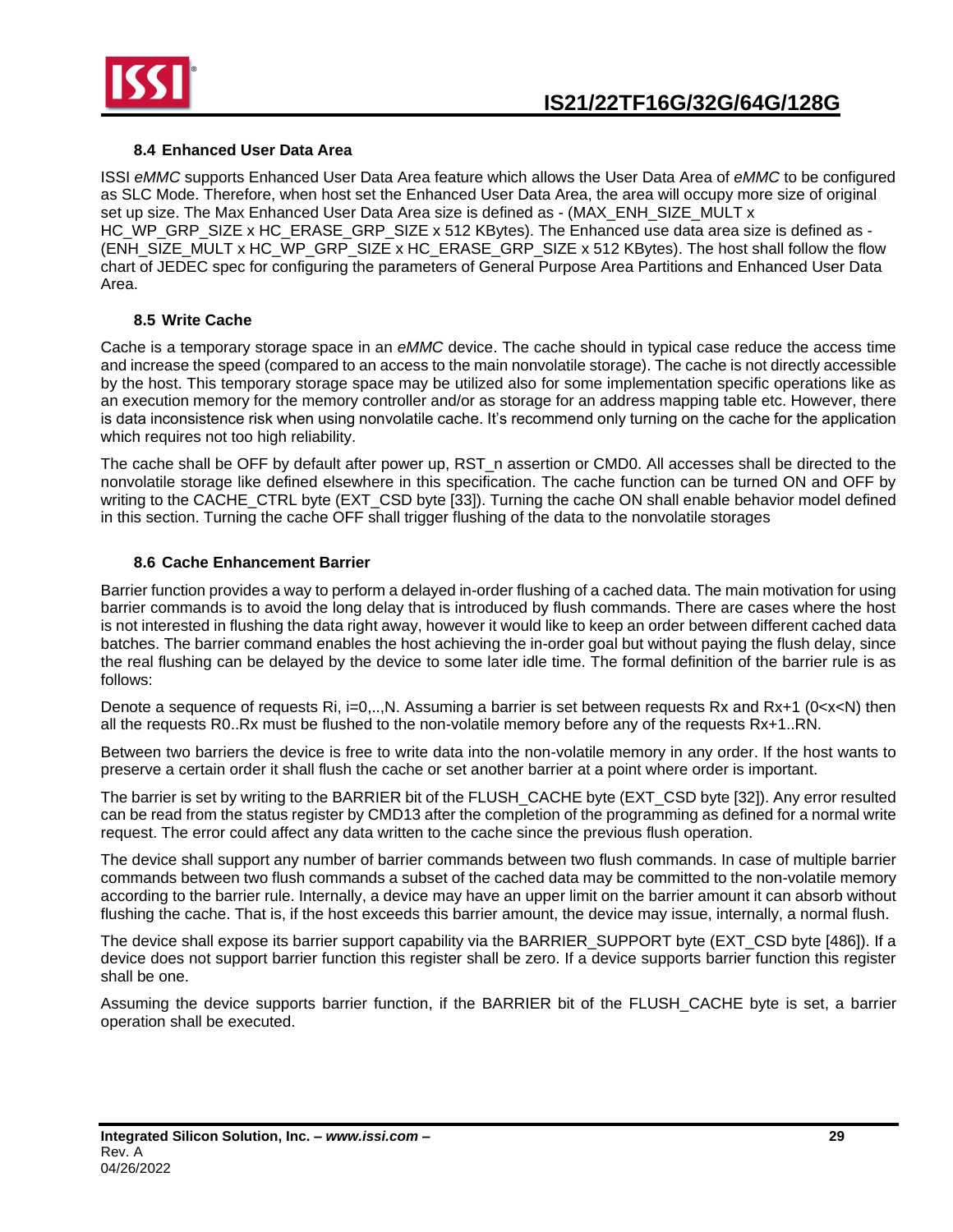### 8.4 Enhanced User Data Area

ISSI *eMMC* supports Enhanced User Data Area feature which allows the User Data Area of *eMMC* to be configured as SLC Mode. Therefore, when host set the Enhanced User Data Area, the area will occupy more size of original set up size. The Max Enhanced User Data Area size is defined as - (MAX_ENH_SIZE_MULT x HC_WP_GRP_SIZE x HC_ERASE_GRP_SIZE x 512 KBytes). The Enhanced use data area size is defined as - (ENH_SIZE_MULT x HC_WP_GRP_SIZE x HC_ERASE_GRP_SIZE x 512 KBytes). The host shall follow the flow chart of JEDEC spec for configuring the parameters of General Purpose Area Partitions and Enhanced User Data Area.

### 8.5 Write Cache

Cache is a temporary storage space in an *eMMC* device. The cache should in typical case reduce the access time and increase the speed (compared to an access to the main nonvolatile storage). The cache is not directly accessible by the host. This temporary storage space may be utilized also for some implementation specific operations like as an execution memory for the memory controller and/or as storage for an address mapping table etc. However, there is data inconsistence risk when using nonvolatile cache. It's recommend only turning on the cache for the application which requires not too high reliability.

The cache shall be OFF by default after power up, RST_n assertion or CMD0. All accesses shall be directed to the nonvolatile storage like defined elsewhere in this specification. The cache function can be turned ON and OFF by writing to the CACHE_CTRL byte (EXT_CSD byte [33]). Turning the cache ON shall enable behavior model defined in this section. Turning the cache OFF shall trigger flushing of the data to the nonvolatile storages

### 8.6 Cache Enhancement Barrier

Barrier function provides a way to perform a delayed in-order flushing of a cached data. The main motivation for using barrier commands is to avoid the long delay that is introduced by flush commands. There are cases where the host is not interested in flushing the data right away, however it would like to keep an order between different cached data batches. The barrier command enables the host achieving the in-order goal but without paying the flush delay, since the real flushing can be delayed by the device to some later idle time. The formal definition of the barrier rule is as follows:

Denote a sequence of requests Ri, i=0,..,N. Assuming a barrier is set between requests Rx and Rx+1 (0<x<N) then all the requests R0..Rx must be flushed to the non-volatile memory before any of the requests Rx+1..RN.

Between two barriers the device is free to write data into the non-volatile memory in any order. If the host wants to preserve a certain order it shall flush the cache or set another barrier at a point where order is important.

The barrier is set by writing to the BARRIER bit of the FLUSH_CACHE byte (EXT_CSD byte [32]). Any error resulted can be read from the status register by CMD13 after the completion of the programming as defined for a normal write request. The error could affect any data written to the cache since the previous flush operation.

The device shall support any number of barrier commands between two flush commands. In case of multiple barrier commands between two flush commands a subset of the cached data may be committed to the non-volatile memory according to the barrier rule. Internally, a device may have an upper limit on the barrier amount it can absorb without flushing the cache. That is, if the host exceeds this barrier amount, the device may issue, internally, a normal flush.

The device shall expose its barrier support capability via the BARRIER_SUPPORT byte (EXT_CSD byte [486]). If a device does not support barrier function this register shall be zero. If a device supports barrier function this register shall be one.

Assuming the device supports barrier function, if the BARRIER bit of the FLUSH_CACHE byte is set, a barrier operation shall be executed.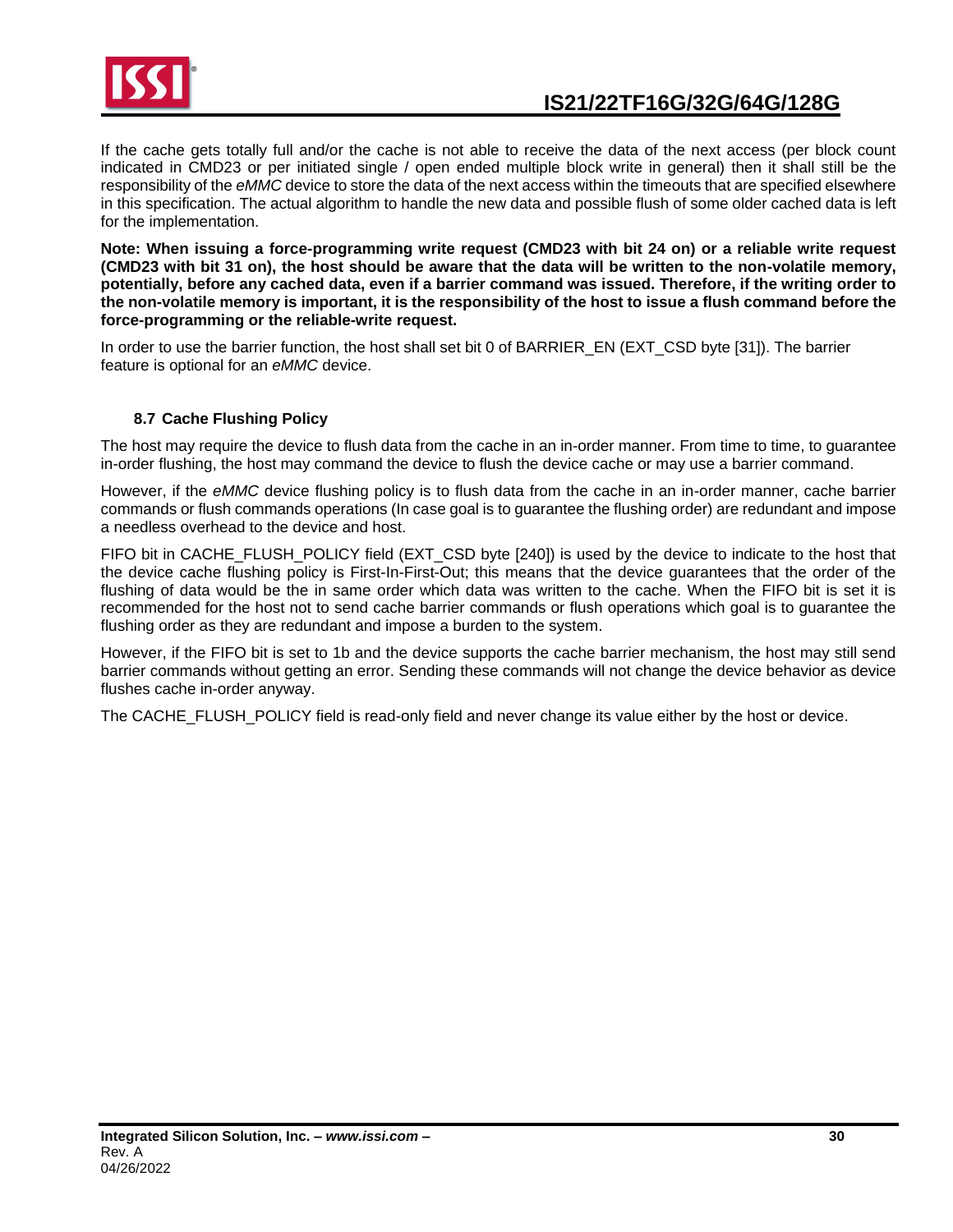If the cache gets totally full and/or the cache is not able to receive the data of the next access (per block count indicated in CMD23 or per initiated single / open ended multiple block write in general) then it shall still be the responsibility of the *eMMC* device to store the data of the next access within the timeouts that are specified elsewhere in this specification. The actual algorithm to handle the new data and possible flush of some older cached data is left for the implementation.

**Note: When issuing a force-programming write request (CMD23 with bit 24 on) or a reliable write request (CMD23 with bit 31 on), the host should be aware that the data will be written to the non-volatile memory, potentially, before any cached data, even if a barrier command was issued. Therefore, if the writing order to the non-volatile memory is important, it is the responsibility of the host to issue a flush command before the force-programming or the reliable-write request.**

In order to use the barrier function, the host shall set bit 0 of BARRIER_EN (EXT_CSD byte [31]). The barrier feature is optional for an *eMMC* device.

### 8.7 Cache Flushing Policy

The host may require the device to flush data from the cache in an in-order manner. From time to time, to guarantee in-order flushing, the host may command the device to flush the device cache or may use a barrier command.

However, if the *eMMC* device flushing policy is to flush data from the cache in an in-order manner, cache barrier commands or flush commands operations (In case goal is to guarantee the flushing order) are redundant and impose a needless overhead to the device and host.

FIFO bit in CACHE_FLUSH_POLICY field (EXT_CSD byte [240]) is used by the device to indicate to the host that the device cache flushing policy is First-In-First-Out; this means that the device guarantees that the order of the flushing of data would be the in same order which data was written to the cache. When the FIFO bit is set it is recommended for the host not to send cache barrier commands or flush operations which goal is to guarantee the flushing order as they are redundant and impose a burden to the system.

However, if the FIFO bit is set to 1b and the device supports the cache barrier mechanism, the host may still send barrier commands without getting an error. Sending these commands will not change the device behavior as device flushes cache in-order anyway.

The CACHE_FLUSH_POLICY field is read-only field and never change its value either by the host or device.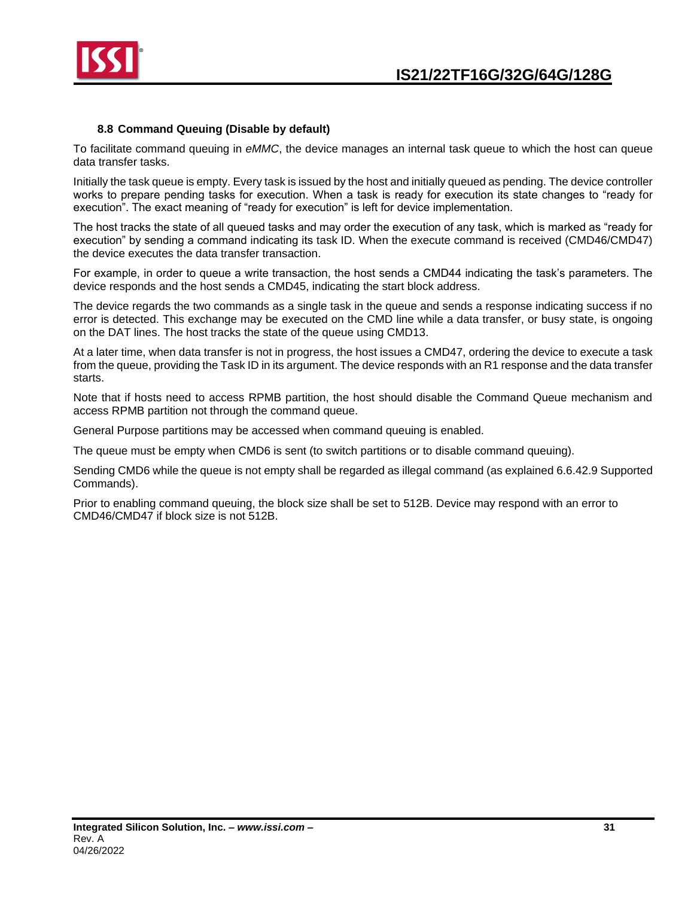### 8.8 Command Queuing (Disable by default)

To facilitate command queuing in *eMMC*, the device manages an internal task queue to which the host can queue data transfer tasks.

Initially the task queue is empty. Every task is issued by the host and initially queued as pending. The device controller works to prepare pending tasks for execution. When a task is ready for execution its state changes to “ready for execution”. The exact meaning of “ready for execution” is left for device implementation.

The host tracks the state of all queued tasks and may order the execution of any task, which is marked as “ready for execution” by sending a command indicating its task ID. When the execute command is received (CMD46/CMD47) the device executes the data transfer transaction.

For example, in order to queue a write transaction, the host sends a CMD44 indicating the task’s parameters. The device responds and the host sends a CMD45, indicating the start block address.

The device regards the two commands as a single task in the queue and sends a response indicating success if no error is detected. This exchange may be executed on the CMD line while a data transfer, or busy state, is ongoing on the DAT lines. The host tracks the state of the queue using CMD13.

At a later time, when data transfer is not in progress, the host issues a CMD47, ordering the device to execute a task from the queue, providing the Task ID in its argument. The device responds with an R1 response and the data transfer starts.

Note that if hosts need to access RPMB partition, the host should disable the Command Queue mechanism and access RPMB partition not through the command queue.

General Purpose partitions may be accessed when command queuing is enabled.

The queue must be empty when CMD6 is sent (to switch partitions or to disable command queuing).

Sending CMD6 while the queue is not empty shall be regarded as illegal command (as explained 6.6.42.9 Supported Commands).

Prior to enabling command queuing, the block size shall be set to 512B. Device may respond with an error to CMD46/CMD47 if block size is not 512B.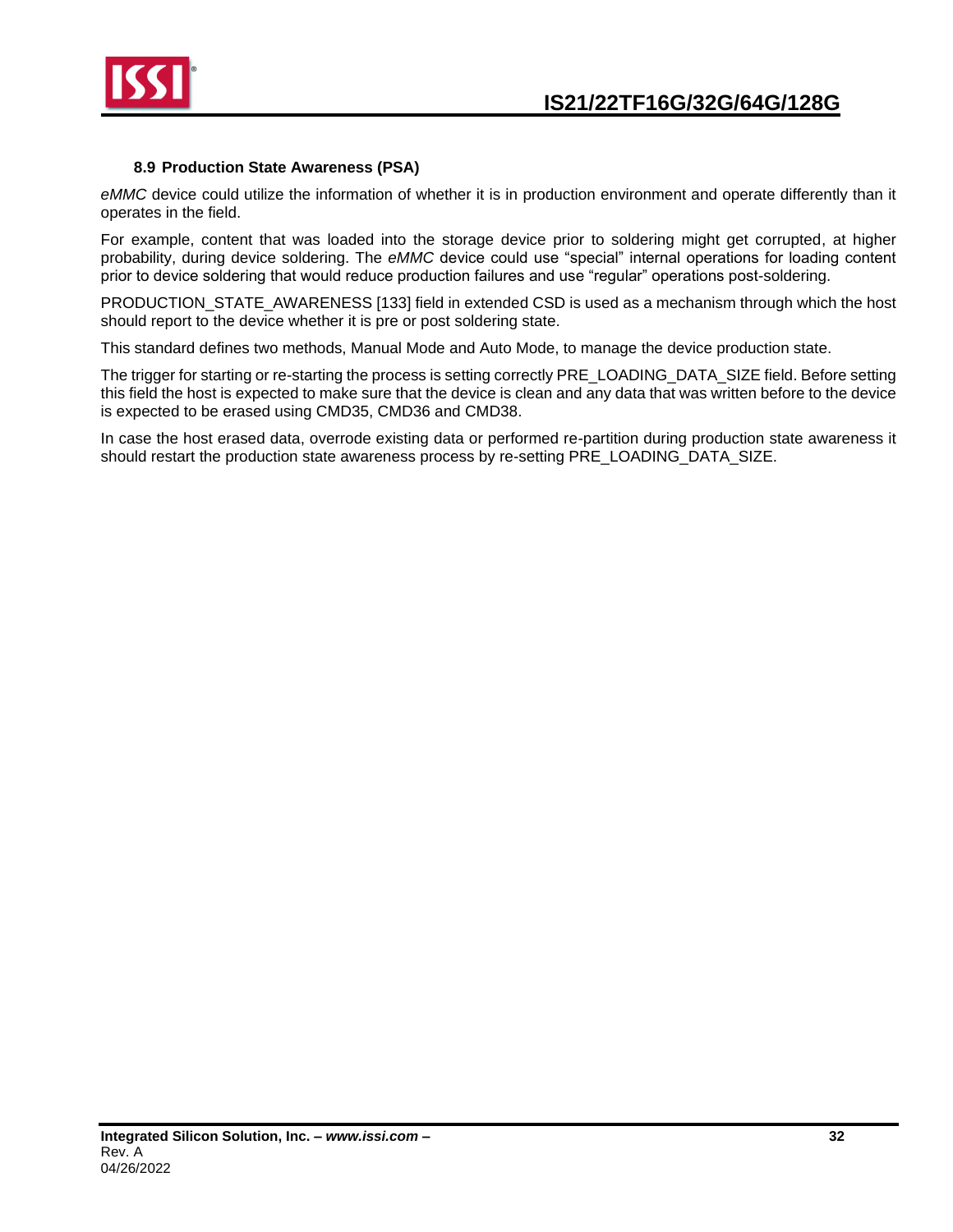### 8.9 Production State Awareness (PSA)

*eMMC* device could utilize the information of whether it is in production environment and operate differently than it operates in the field.

For example, content that was loaded into the storage device prior to soldering might get corrupted, at higher probability, during device soldering. The *eMMC* device could use “special” internal operations for loading content prior to device soldering that would reduce production failures and use “regular” operations post-soldering.

PRODUCTION_STATE_AWARENESS [133] field in extended CSD is used as a mechanism through which the host should report to the device whether it is pre or post soldering state.

This standard defines two methods, Manual Mode and Auto Mode, to manage the device production state.

The trigger for starting or re-starting the process is setting correctly PRE_LOADING_DATA_SIZE field. Before setting this field the host is expected to make sure that the device is clean and any data that was written before to the device is expected to be erased using CMD35, CMD36 and CMD38.

In case the host erased data, overrode existing data or performed re-partition during production state awareness it should restart the production state awareness process by re-setting PRE_LOADING_DATA_SIZE.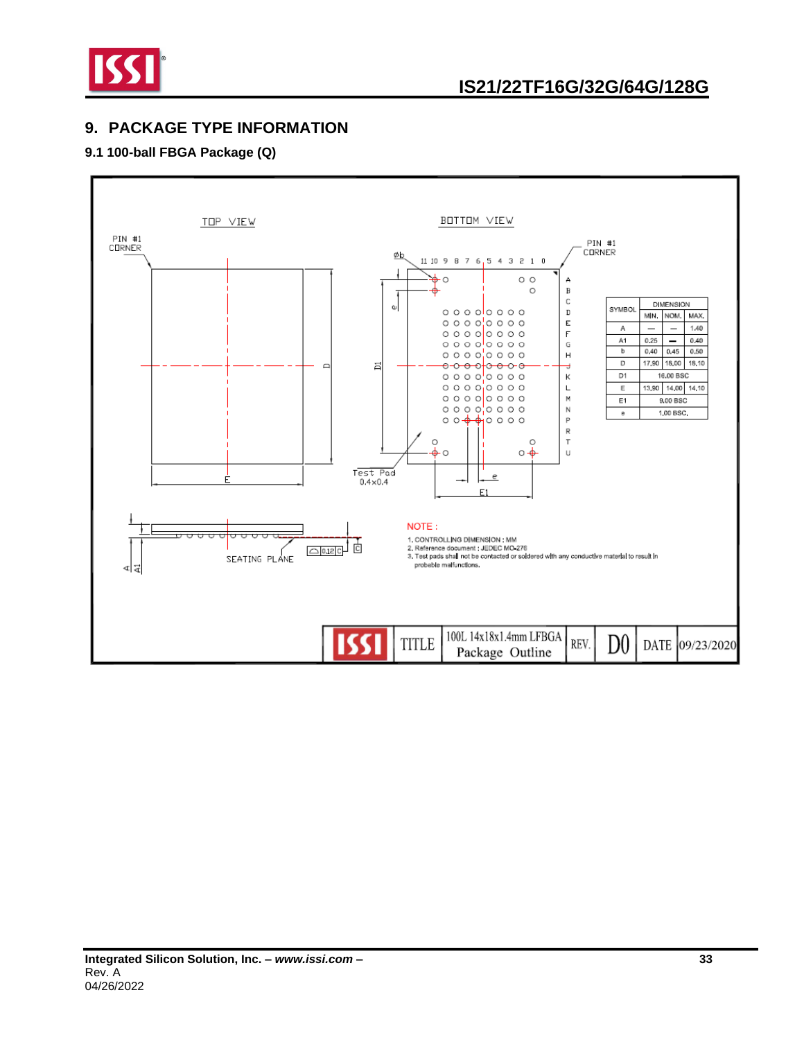## 9. PACKAGE TYPE INFORMATION

### 9.1 100-ball FBGA Package (Q)

TOP VIEW

BOTTOM VIEW

PIN #1 CORNER

| SYMBOL | DIMENSION | | |
|---|---|---|---|
| | MIN. | NOM. | MAX. |
| A | — | — | 1.40 |
| A1 | 0.25 | — | 0.40 |
| b | 0.40 | 0.45 | 0.50 |
| D | 17.90 | 18.00 | 18.10 |
| D1 | 16.00 BSC | | |
| E | 13.90 | 14.00 | 14.10 |
| E1 | 9.00 BSC | | |
| e | 1.00 BSC. | | |

Test Pad 0.4×0.4

SEATING PLANE

NOTE :

1. CONTROLLING DIMENSION : MM
2. Reference document : JEDEC MO-276
3. Test pads shall not be contacted or soldered with any conductive material to result in probable malfunctions.

| TITLE | 100L 14x18x1.4mm LFBGA Package Outline | REV. | D0 | DATE | 09/23/2020 |
|---|---|---|---|---|---|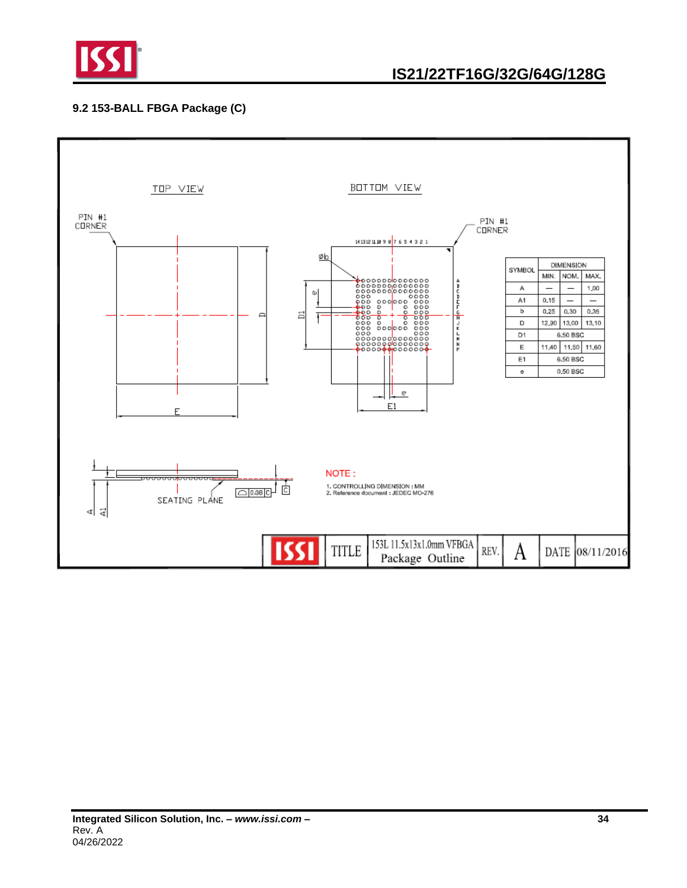## 9.2 153-BALL FBGA Package (C)

TOP VIEW

BOTTOM VIEW

PIN #1 CORNER

| SYMBOL | DIMENSION | | |
|---|---|---|---|
| | MIN. | NOM. | MAX. |
| A | — | — | 1.00 |
| A1 | 0.15 | — | — |
| b | 0.25 | 0.30 | 0.35 |
| D | 12.90 | 13.00 | 13.10 |
| D1 | 6.50 BSC | | |
| E | 11.40 | 11.50 | 11.60 |
| E1 | 6.50 BSC | | |
| e | 0.50 BSC | | |

SEATING PLANE

NOTE :

1. CONTROLLING DIMENSION : MM
2. Reference document : JEDEC MO-276

| ISSI | TITLE | 153L 11.5x13x1.0mm VFBGA Package Outline | REV. | A | DATE | 08/11/2016 |
|---|---|---|---|---|---|---|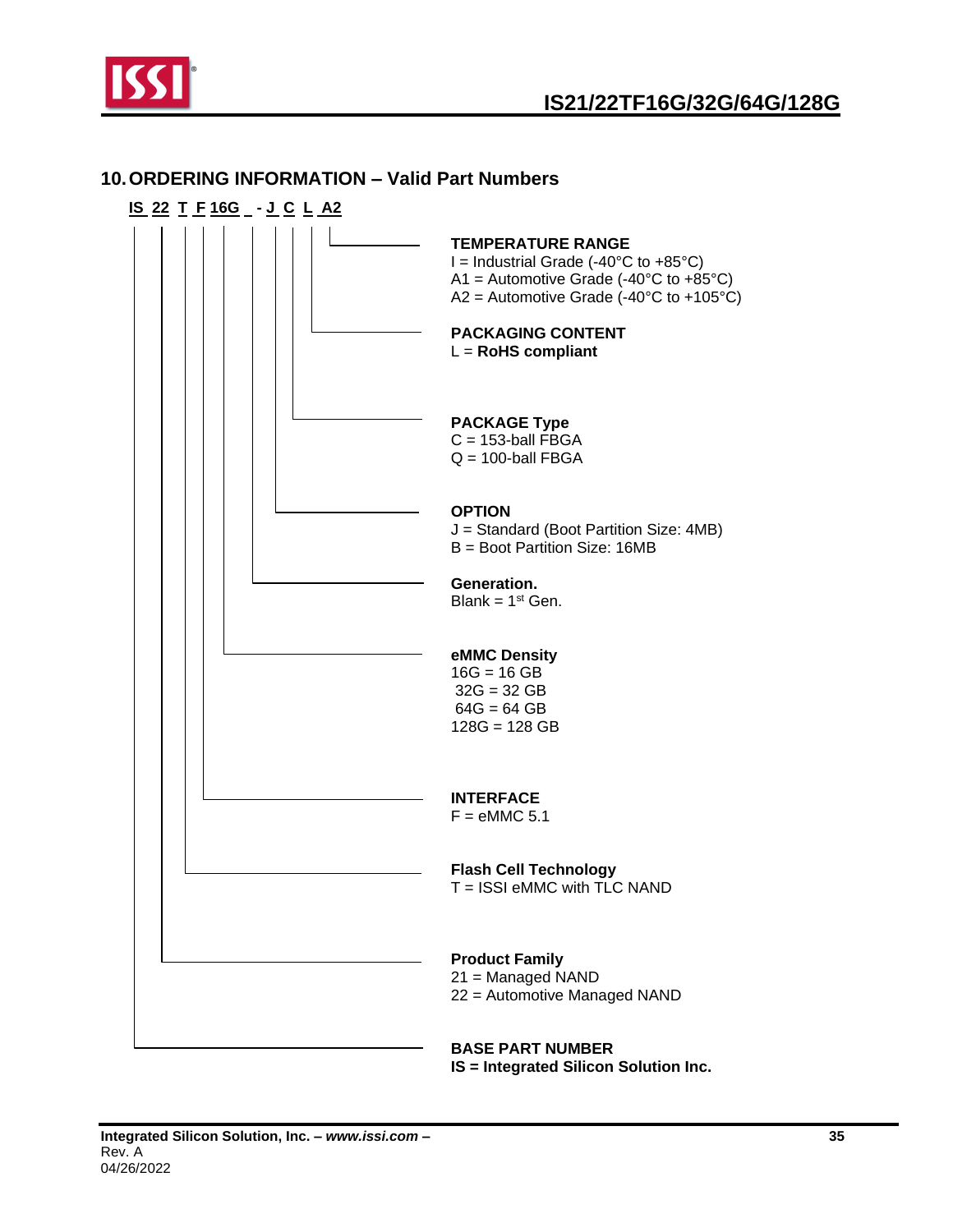## 10. ORDERING INFORMATION – Valid Part Numbers

**IS 22 T F 16G _ - J C L A2**

**TEMPERATURE RANGE**
I = Industrial Grade (-40°C to +85°C)
A1 = Automotive Grade (-40°C to +85°C)
A2 = Automotive Grade (-40°C to +105°C)

**PACKAGING CONTENT**
L = **RoHS compliant**

**PACKAGE Type**
C = 153-ball FBGA
Q = 100-ball FBGA

**OPTION**
J = Standard (Boot Partition Size: 4MB)
B = Boot Partition Size: 16MB

**Generation.**
Blank = 1st Gen.

**eMMC Density**
16G = 16 GB
32G = 32 GB
64G = 64 GB
128G = 128 GB

**INTERFACE**
F = eMMC 5.1

**Flash Cell Technology**
T = ISSI eMMC with TLC NAND

**Product Family**
21 = Managed NAND
22 = Automotive Managed NAND

**BASE PART NUMBER**
**IS = Integrated Silicon Solution Inc.**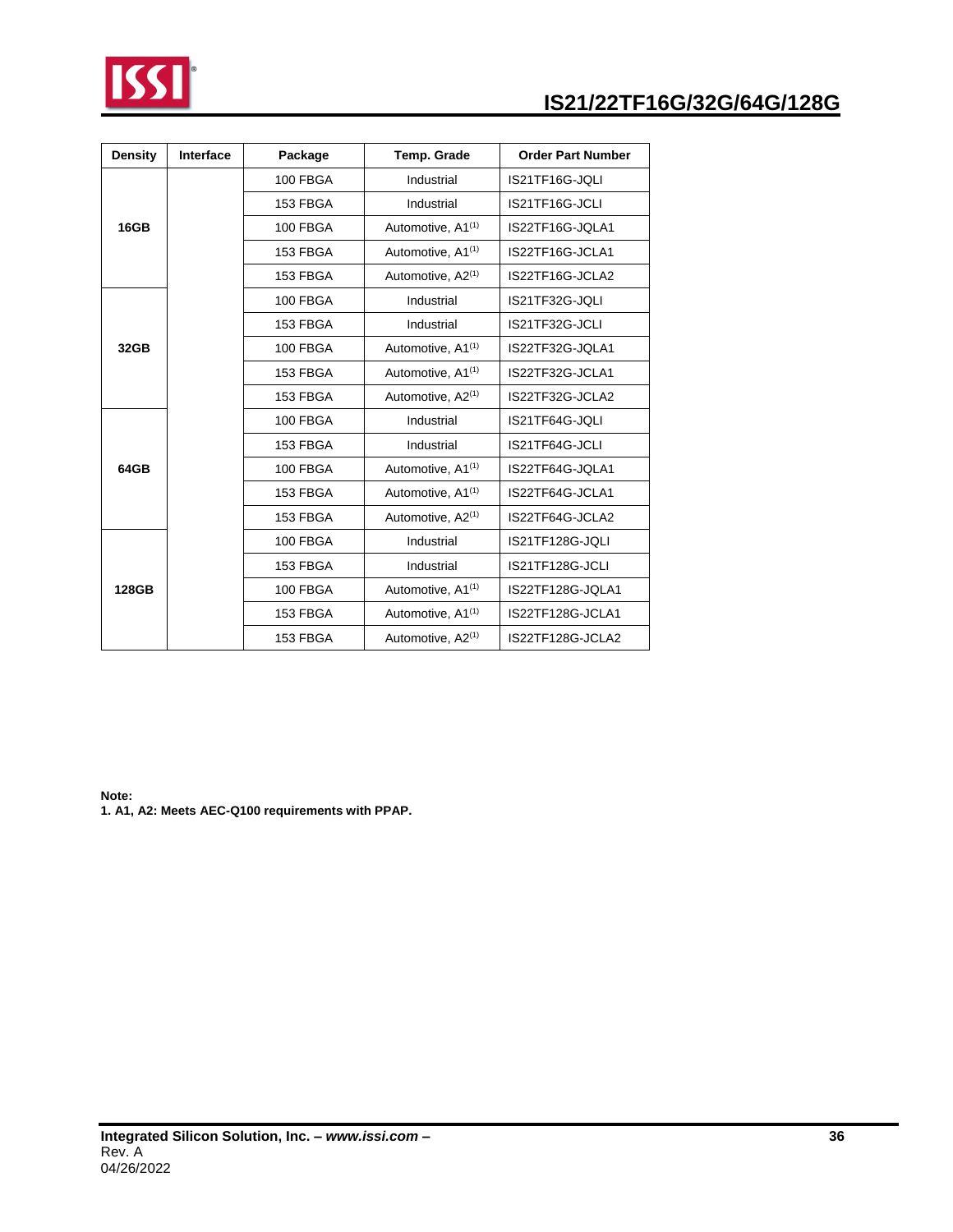| Density | Interface | Package | Temp. Grade | Order Part Number |
|---|---|---|---|---|
| 16GB | | 100 FBGA | Industrial | IS21TF16G-JQLI |
| | | 153 FBGA | Industrial | IS21TF16G-JCLI |
| | | 100 FBGA | Automotive, A1(1) | IS22TF16G-JQLA1 |
| | | 153 FBGA | Automotive, A1(1) | IS22TF16G-JCLA1 |
| | | 153 FBGA | Automotive, A2(1) | IS22TF16G-JCLA2 |
| 32GB | | 100 FBGA | Industrial | IS21TF32G-JQLI |
| | | 153 FBGA | Industrial | IS21TF32G-JCLI |
| | | 100 FBGA | Automotive, A1(1) | IS22TF32G-JQLA1 |
| | | 153 FBGA | Automotive, A1(1) | IS22TF32G-JCLA1 |
| | | 153 FBGA | Automotive, A2(1) | IS22TF32G-JCLA2 |
| 64GB | | 100 FBGA | Industrial | IS21TF64G-JQLI |
| | | 153 FBGA | Industrial | IS21TF64G-JCLI |
| | | 100 FBGA | Automotive, A1(1) | IS22TF64G-JQLA1 |
| | | 153 FBGA | Automotive, A1(1) | IS22TF64G-JCLA1 |
| | | 153 FBGA | Automotive, A2(1) | IS22TF64G-JCLA2 |
| 128GB | | 100 FBGA | Industrial | IS21TF128G-JQLI |
| | | 153 FBGA | Industrial | IS21TF128G-JCLI |
| | | 100 FBGA | Automotive, A1(1) | IS22TF128G-JQLA1 |
| | | 153 FBGA | Automotive, A1(1) | IS22TF128G-JCLA1 |
| | | 153 FBGA | Automotive, A2(1) | IS22TF128G-JCLA2 |

**Note:**

**1. A1, A2: Meets AEC-Q100 requirements with PPAP.**